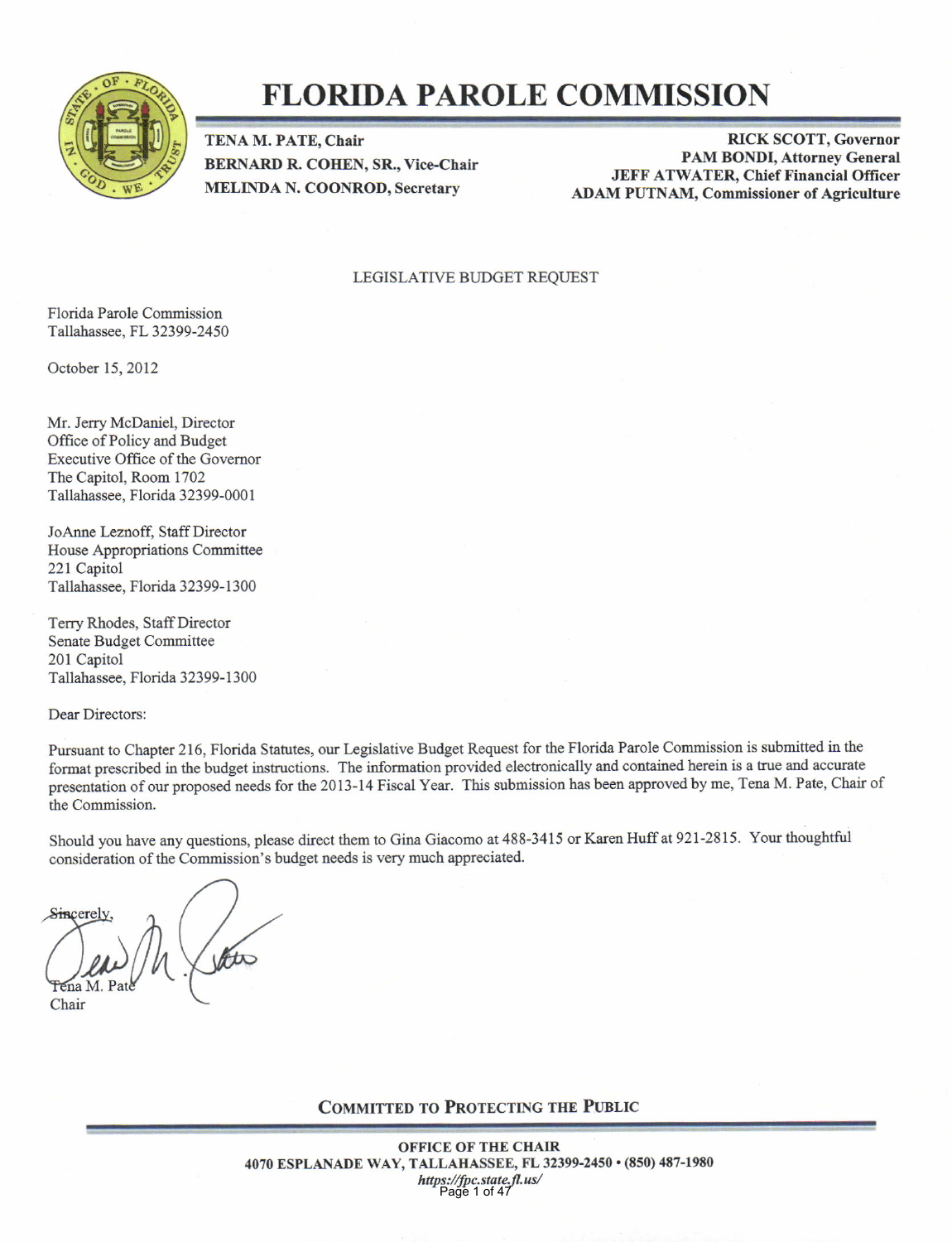# FLORIDA PAROLE COMMISSION

**TENA M. PATE, Chair**
**BERNARD R. COHEN, SR., Vice-Chair**
**MELINDA N. COONROD, Secretary**

**RICK SCOTT, Governor**
**PAM BONDI, Attorney General**
**JEFF ATWATER, Chief Financial Officer**
**ADAM PUTNAM, Commissioner of Agriculture**

LEGISLATIVE BUDGET REQUEST

Florida Parole Commission
Tallahassee, FL 32399-2450

October 15, 2012

Mr. Jerry McDaniel, Director
Office of Policy and Budget
Executive Office of the Governor
The Capitol, Room 1702
Tallahassee, Florida 32399-0001

JoAnne Leznoff, Staff Director
House Appropriations Committee
221 Capitol
Tallahassee, Florida 32399-1300

Terry Rhodes, Staff Director
Senate Budget Committee
201 Capitol
Tallahassee, Florida 32399-1300

Dear Directors:

Pursuant to Chapter 216, Florida Statutes, our Legislative Budget Request for the Florida Parole Commission is submitted in the format prescribed in the budget instructions. The information provided electronically and contained herein is a true and accurate presentation of our proposed needs for the 2013-14 Fiscal Year. This submission has been approved by me, Tena M. Pate, Chair of the Commission.

Should you have any questions, please direct them to Gina Giacomo at 488-3415 or Karen Huff at 921-2815. Your thoughtful consideration of the Commission's budget needs is very much appreciated.

Sincerely,

Tena M. Pate
Chair

**COMMITTED TO PROTECTING THE PUBLIC**

**OFFICE OF THE CHAIR**
**4070 ESPLANADE WAY, TALLAHASSEE, FL 32399-2450 • (850) 487-1980**
***https://fpc.state.fl.us/***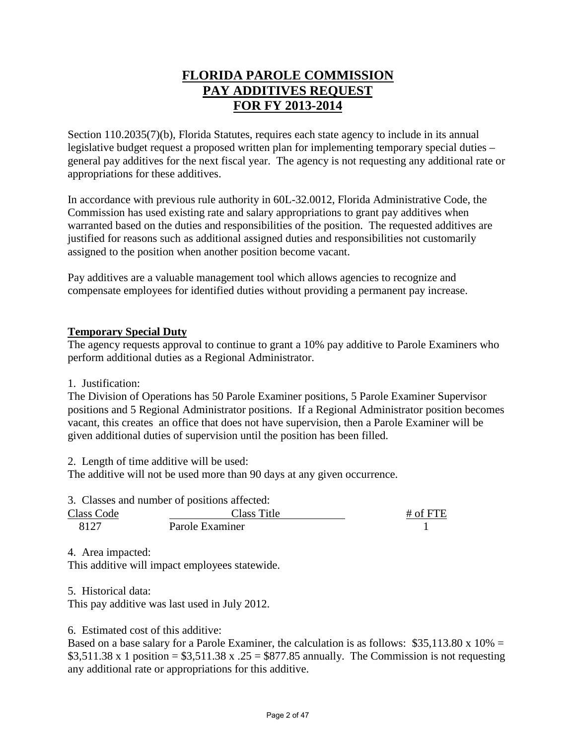# FLORIDA PAROLE COMMISSION
# PAY ADDITIVES REQUEST
# FOR FY 2013-2014

Section 110.2035(7)(b), Florida Statutes, requires each state agency to include in its annual legislative budget request a proposed written plan for implementing temporary special duties – general pay additives for the next fiscal year. The agency is not requesting any additional rate or appropriations for these additives.

In accordance with previous rule authority in 60L-32.0012, Florida Administrative Code, the Commission has used existing rate and salary appropriations to grant pay additives when warranted based on the duties and responsibilities of the position. The requested additives are justified for reasons such as additional assigned duties and responsibilities not customarily assigned to the position when another position become vacant.

Pay additives are a valuable management tool which allows agencies to recognize and compensate employees for identified duties without providing a permanent pay increase.

**Temporary Special Duty**

The agency requests approval to continue to grant a 10% pay additive to Parole Examiners who perform additional duties as a Regional Administrator.

1. Justification:
The Division of Operations has 50 Parole Examiner positions, 5 Parole Examiner Supervisor positions and 5 Regional Administrator positions. If a Regional Administrator position becomes vacant, this creates an office that does not have supervision, then a Parole Examiner will be given additional duties of supervision until the position has been filled.

2. Length of time additive will be used:
The additive will not be used more than 90 days at any given occurrence.

3. Classes and number of positions affected:

| Class Code | Class Title | # of FTE |
|---|---|---|
| 8127 | Parole Examiner | 1 |

4. Area impacted:
This additive will impact employees statewide.

5. Historical data:
This pay additive was last used in July 2012.

6. Estimated cost of this additive:
Based on a base salary for a Parole Examiner, the calculation is as follows: $35,113.80 x 10% = $3,511.38 x 1 position = $3,511.38 x .25 = $877.85 annually. The Commission is not requesting any additional rate or appropriations for this additive.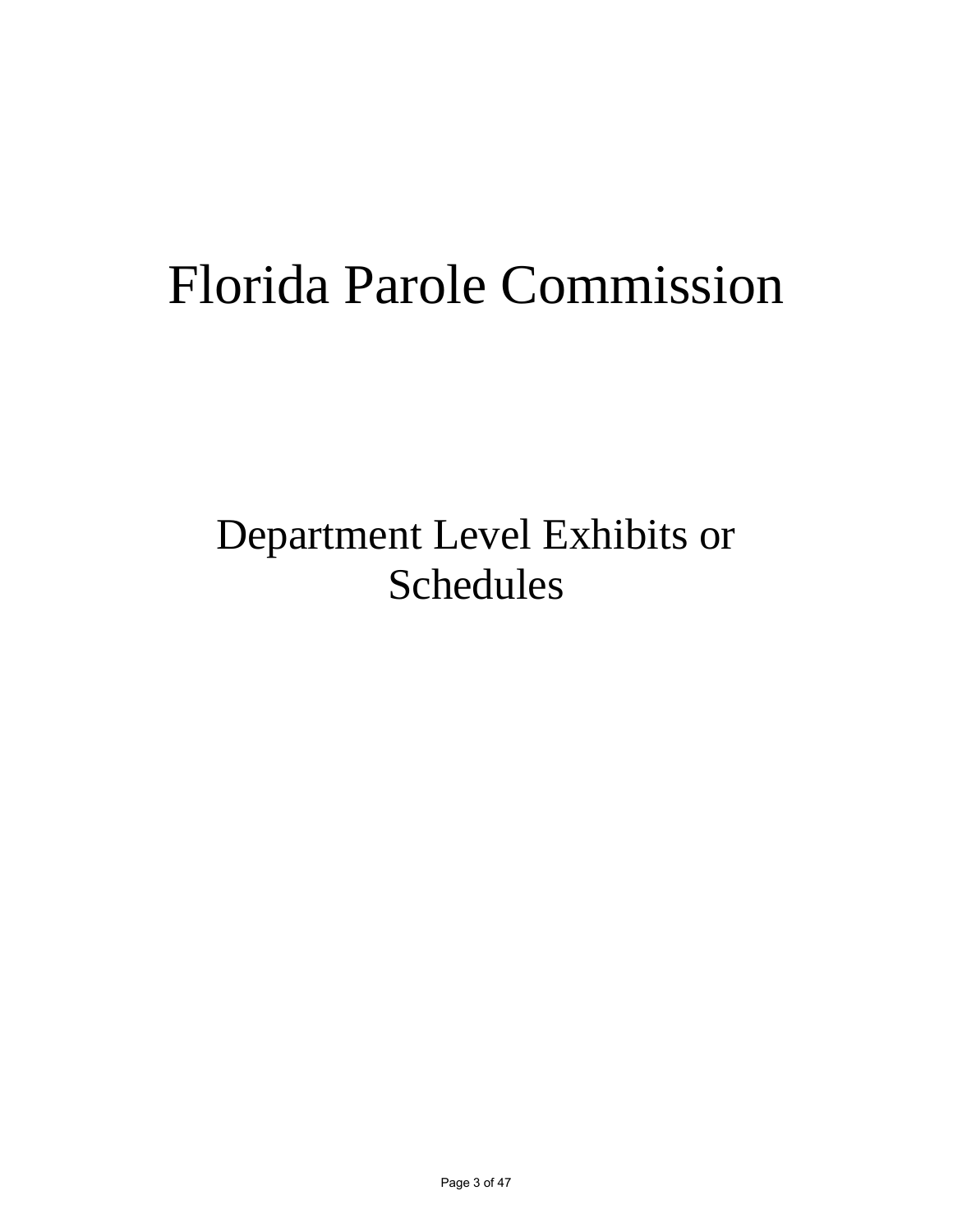# Florida Parole Commission

## Department Level Exhibits or Schedules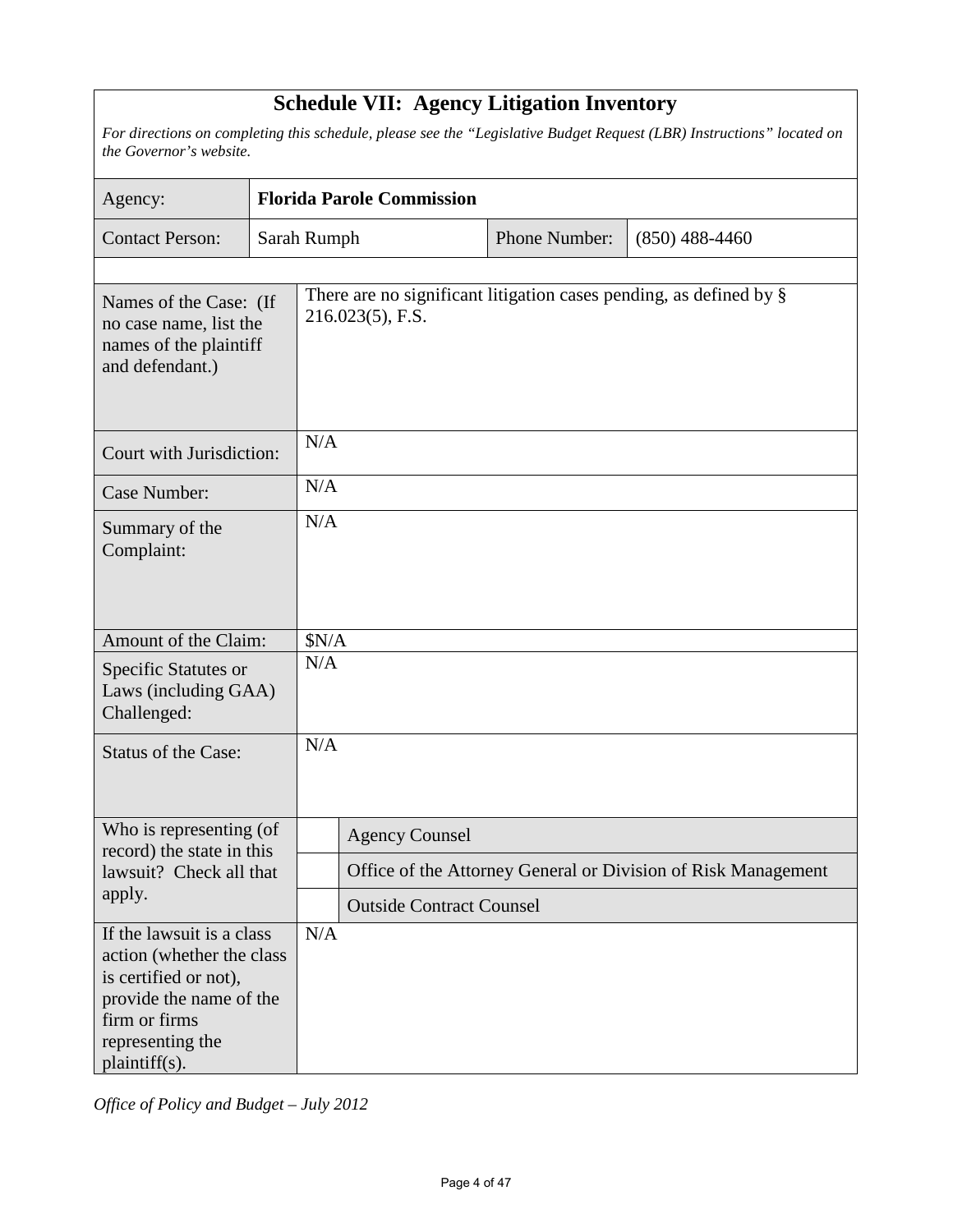# Schedule VII: Agency Litigation Inventory

*For directions on completing this schedule, please see the "Legislative Budget Request (LBR) Instructions" located on the Governor's website.*

| Agency: | **Florida Parole Commission** | | |
|---|---|---|---|
| Contact Person: | Sarah Rumph | Phone Number: | (850) 488-4460 |

| | | |
|---|---|---|
| Names of the Case: (If no case name, list the names of the plaintiff and defendant.) | There are no significant litigation cases pending, as defined by § 216.023(5), F.S. | |
| Court with Jurisdiction: | N/A | |
| Case Number: | N/A | |
| Summary of the Complaint: | N/A | |
| Amount of the Claim: | $N/A | |
| Specific Statutes or Laws (including GAA) Challenged: | N/A | |
| Status of the Case: | N/A | |
| Who is representing (of record) the state in this lawsuit? Check all that apply. | | Agency Counsel |
| | | Office of the Attorney General or Division of Risk Management |
| | | Outside Contract Counsel |
| If the lawsuit is a class action (whether the class is certified or not), provide the name of the firm or firms representing the plaintiff(s). | N/A | |

*Office of Policy and Budget – July 2012*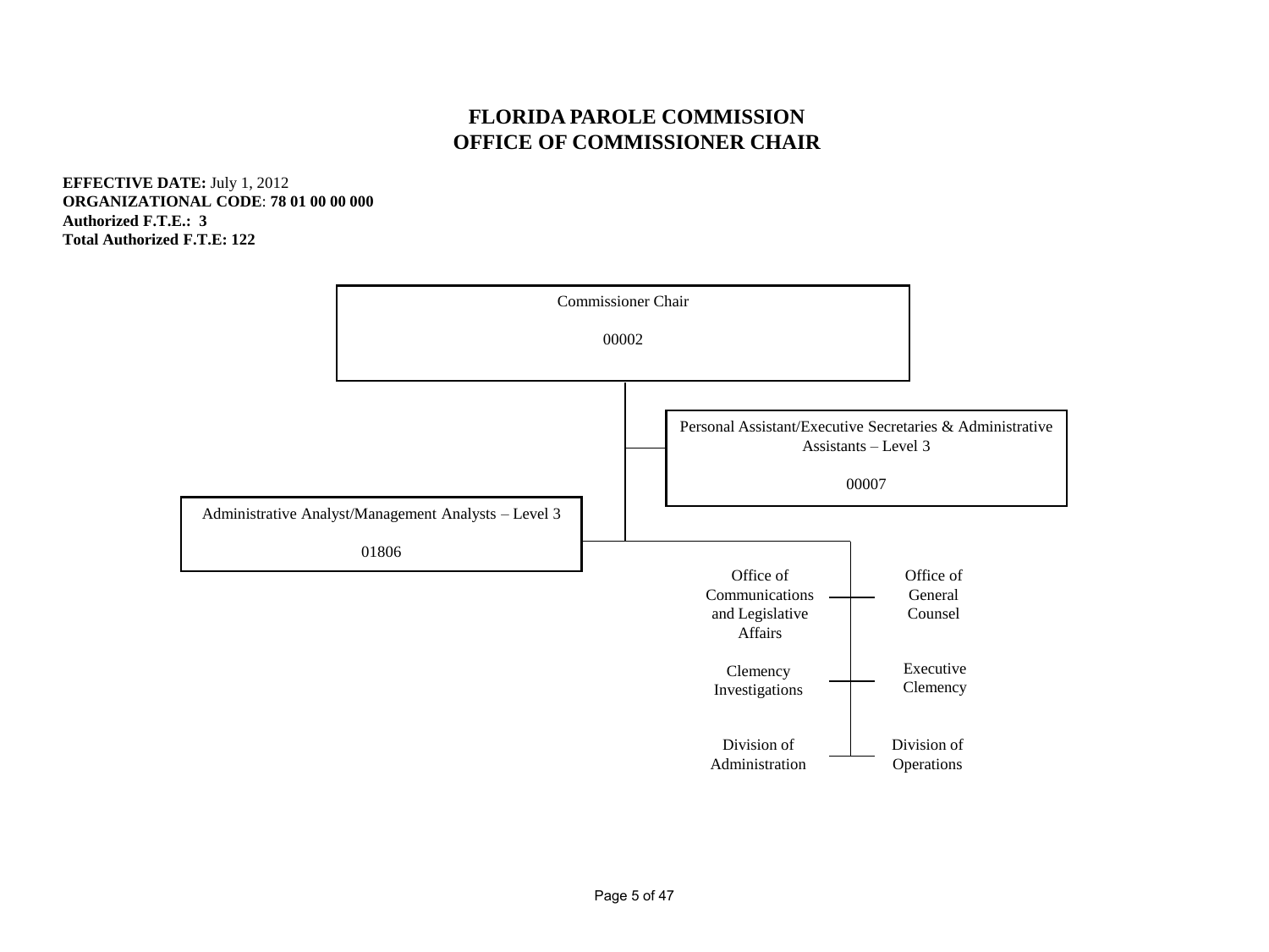# FLORIDA PAROLE COMMISSION
# OFFICE OF COMMISSIONER CHAIR

**EFFECTIVE DATE:** July 1, 2012
**ORGANIZATIONAL CODE**: **78 01 00 00 000**
**Authorized F.T.E.: 3**
**Total Authorized F.T.E: 122**

Commissioner Chair

00002

Personal Assistant/Executive Secretaries & Administrative Assistants – Level 3

00007

Administrative Analyst/Management Analysts – Level 3

01806

Office of Communications and Legislative Affairs

Office of General Counsel

Clemency Investigations

Executive Clemency

Division of Administration

Division of Operations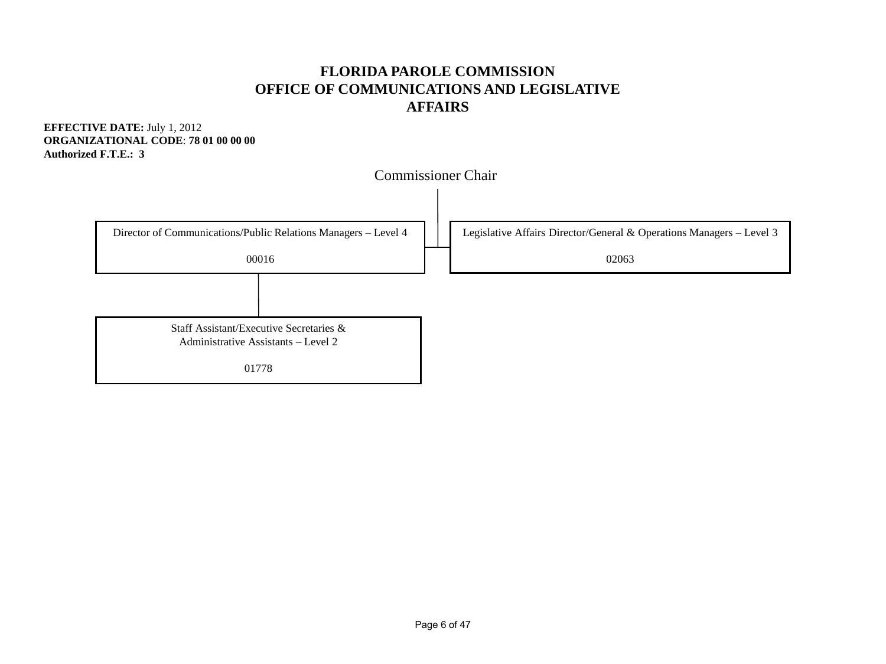# FLORIDA PAROLE COMMISSION
# OFFICE OF COMMUNICATIONS AND LEGISLATIVE AFFAIRS

**EFFECTIVE DATE:** July 1, 2012
**ORGANIZATIONAL CODE**: **78 01 00 00 00**
**Authorized F.T.E.: 3**

Commissioner Chair

- Director of Communications/Public Relations Managers – Level 4

  00016

  - Staff Assistant/Executive Secretaries & Administrative Assistants – Level 2

    01778

- Legislative Affairs Director/General & Operations Managers – Level 3

  02063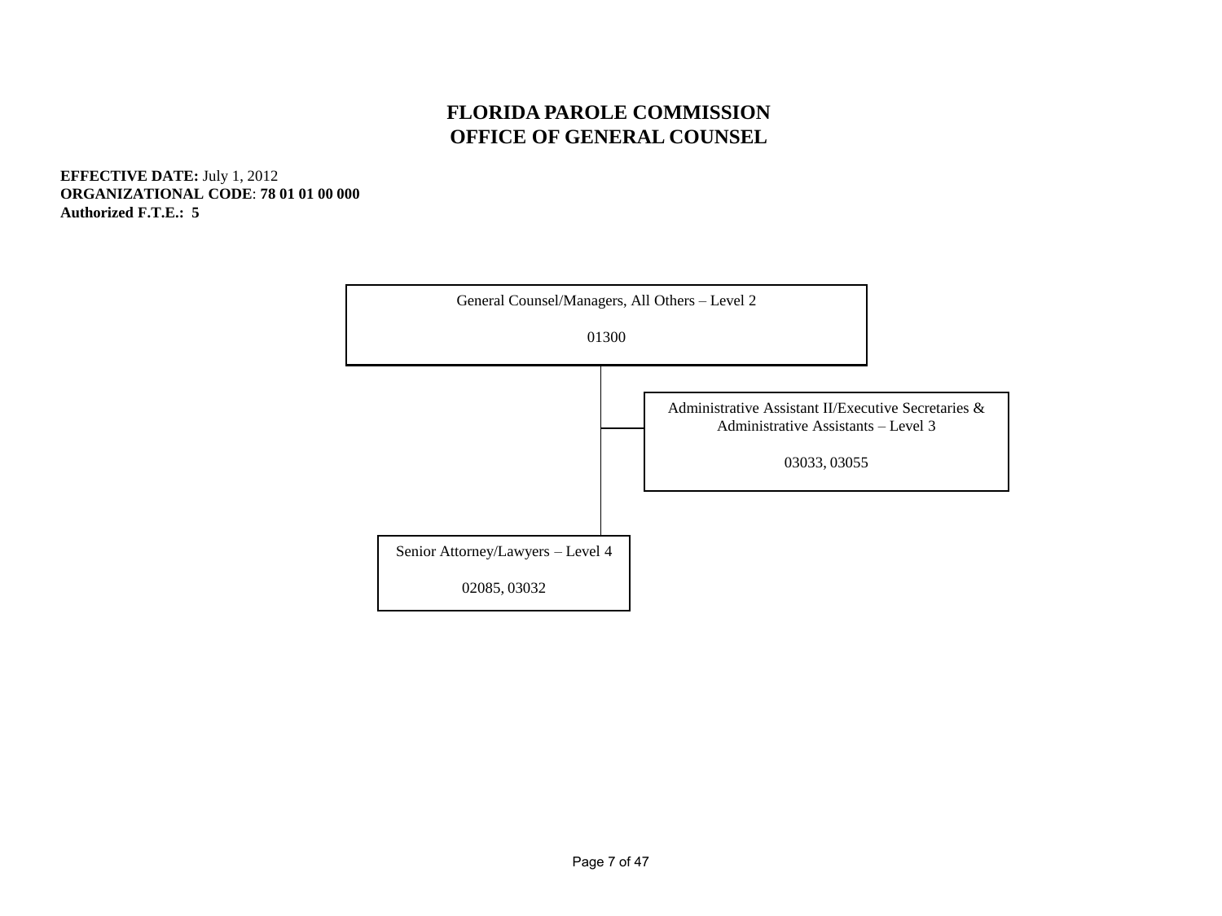# FLORIDA PAROLE COMMISSION
## OFFICE OF GENERAL COUNSEL

**EFFECTIVE DATE:** July 1, 2012
**ORGANIZATIONAL CODE**: **78 01 01 00 000**
**Authorized F.T.E.: 5**

- General Counsel/Managers, All Others – Level 2
  01300
  - Administrative Assistant II/Executive Secretaries & Administrative Assistants – Level 3
    03033, 03055
  - Senior Attorney/Lawyers – Level 4
    02085, 03032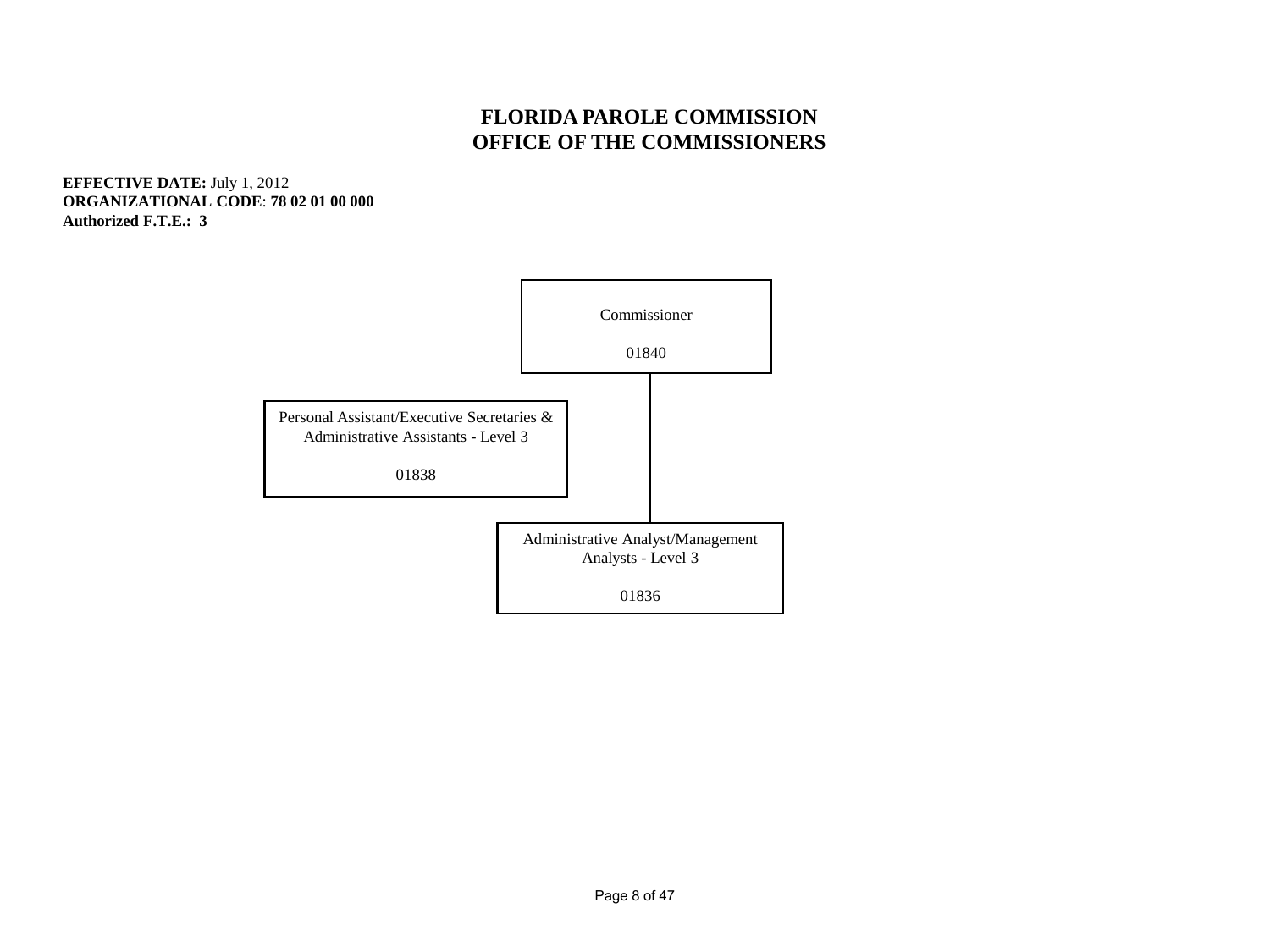# FLORIDA PAROLE COMMISSION
## OFFICE OF THE COMMISSIONERS

**EFFECTIVE DATE:** July 1, 2012
**ORGANIZATIONAL CODE**: **78 02 01 00 000**
**Authorized F.T.E.: 3**

- Commissioner
  01840
  - Personal Assistant/Executive Secretaries & Administrative Assistants - Level 3
    01838
  - Administrative Analyst/Management Analysts - Level 3
    01836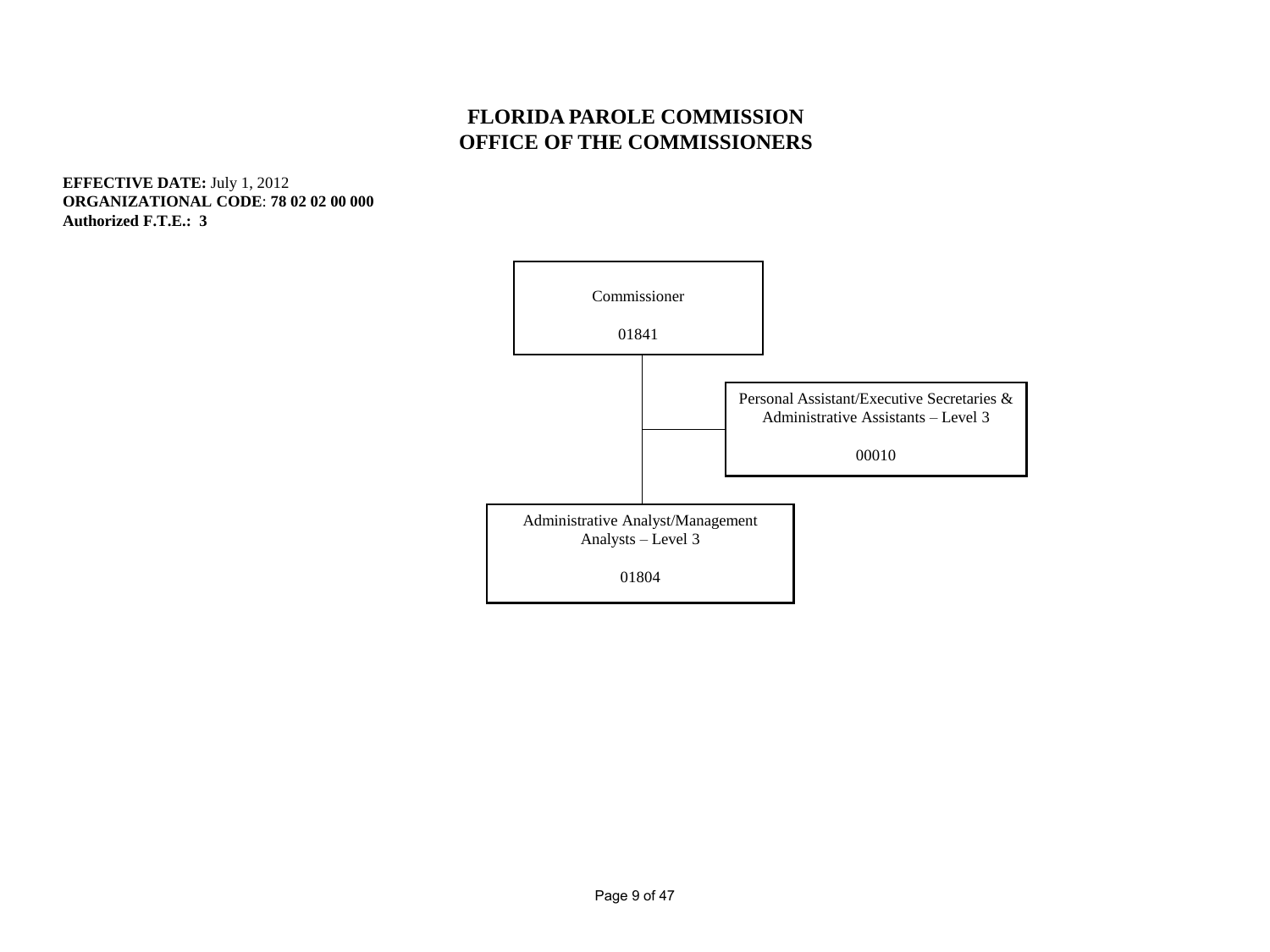# FLORIDA PAROLE COMMISSION
# OFFICE OF THE COMMISSIONERS

**EFFECTIVE DATE:** July 1, 2012
**ORGANIZATIONAL CODE**: **78 02 02 00 000**
**Authorized F.T.E.: 3**

Commissioner

01841

Personal Assistant/Executive Secretaries & Administrative Assistants – Level 3

00010

Administrative Analyst/Management Analysts – Level 3

01804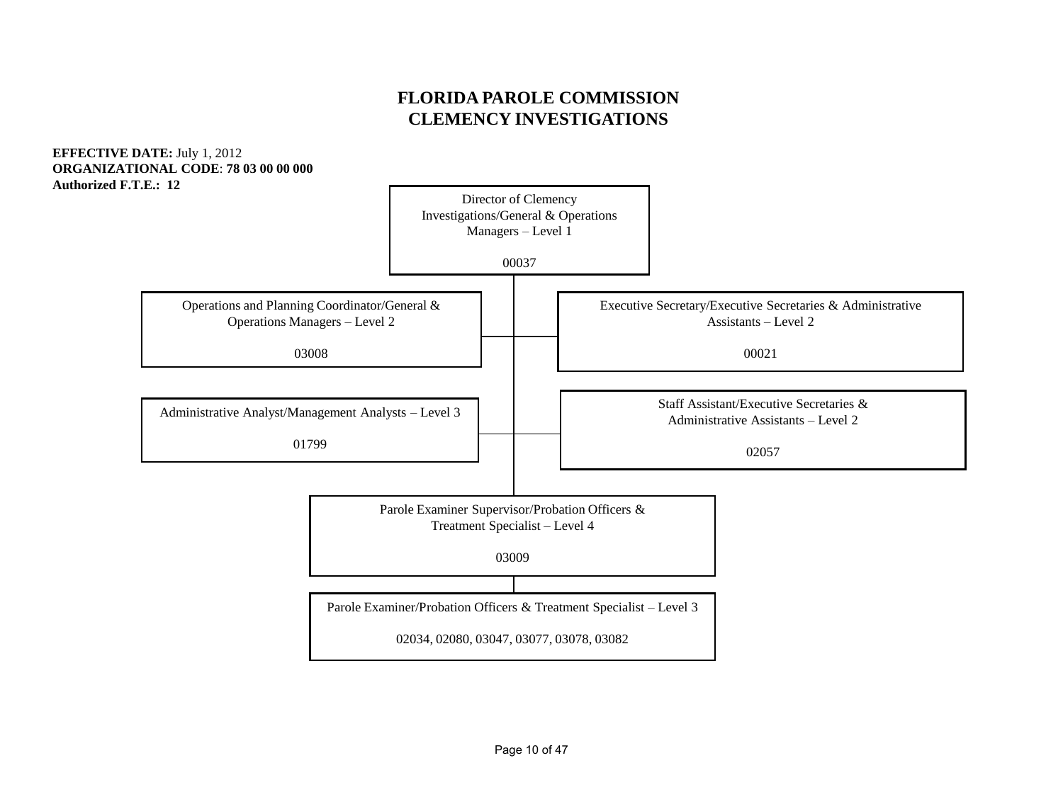# FLORIDA PAROLE COMMISSION
# CLEMENCY INVESTIGATIONS

**EFFECTIVE DATE:** July 1, 2012
**ORGANIZATIONAL CODE**: **78 03 00 00 000**
**Authorized F.T.E.: 12**

Director of Clemency Investigations/General & Operations Managers – Level 1

00037

Operations and Planning Coordinator/General & Operations Managers – Level 2

03008

Executive Secretary/Executive Secretaries & Administrative Assistants – Level 2

00021

Administrative Analyst/Management Analysts – Level 3

01799

Staff Assistant/Executive Secretaries & Administrative Assistants – Level 2

02057

Parole Examiner Supervisor/Probation Officers & Treatment Specialist – Level 4

03009

Parole Examiner/Probation Officers & Treatment Specialist – Level 3

02034, 02080, 03047, 03077, 03078, 03082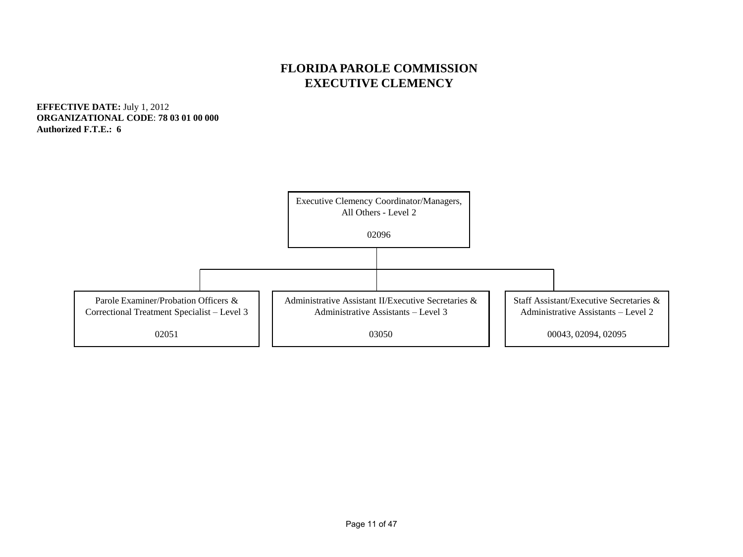# FLORIDA PAROLE COMMISSION
# EXECUTIVE CLEMENCY

**EFFECTIVE DATE:** July 1, 2012
**ORGANIZATIONAL CODE**: **78 03 01 00 000**
**Authorized F.T.E.: 6**

Executive Clemency Coordinator/Managers, All Others - Level 2

02096

- Parole Examiner/Probation Officers & Correctional Treatment Specialist – Level 3

  02051

- Administrative Assistant II/Executive Secretaries & Administrative Assistants – Level 3

  03050

- Staff Assistant/Executive Secretaries & Administrative Assistants – Level 2

  00043, 02094, 02095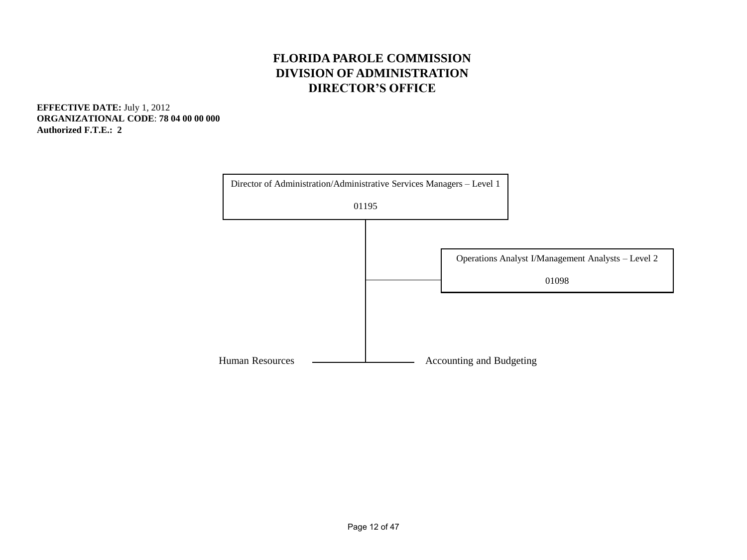# FLORIDA PAROLE COMMISSION
## DIVISION OF ADMINISTRATION
## DIRECTOR'S OFFICE

**EFFECTIVE DATE:** July 1, 2012
**ORGANIZATIONAL CODE**: **78 04 00 00 000**
**Authorized F.T.E.: 2**

Director of Administration/Administrative Services Managers – Level 1

01195

Operations Analyst I/Management Analysts – Level 2

01098

Human Resources

Accounting and Budgeting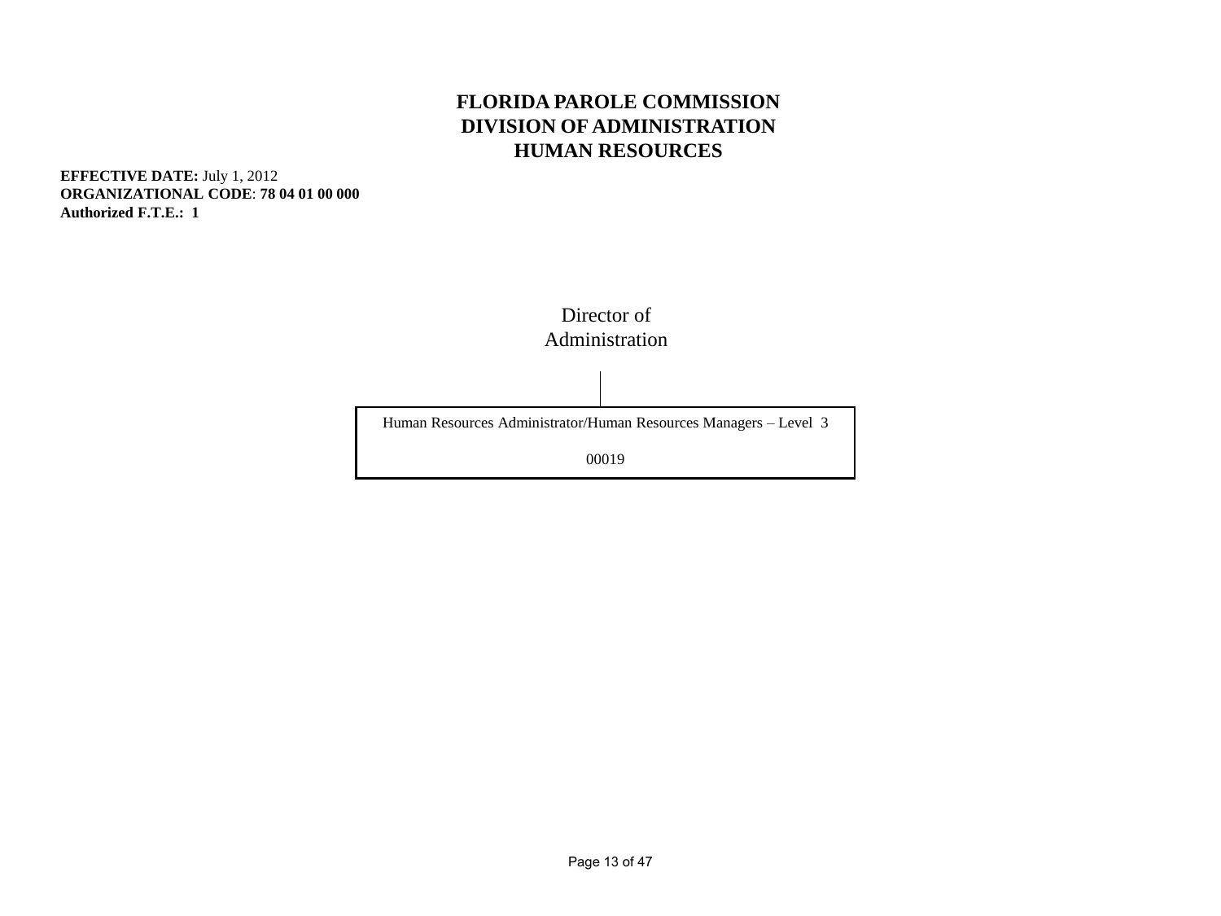# FLORIDA PAROLE COMMISSION
# DIVISION OF ADMINISTRATION
# HUMAN RESOURCES

**EFFECTIVE DATE:** July 1, 2012
**ORGANIZATIONAL CODE**: **78 04 01 00 000**
**Authorized F.T.E.: 1**

Director of
Administration

Human Resources Administrator/Human Resources Managers – Level 3

00019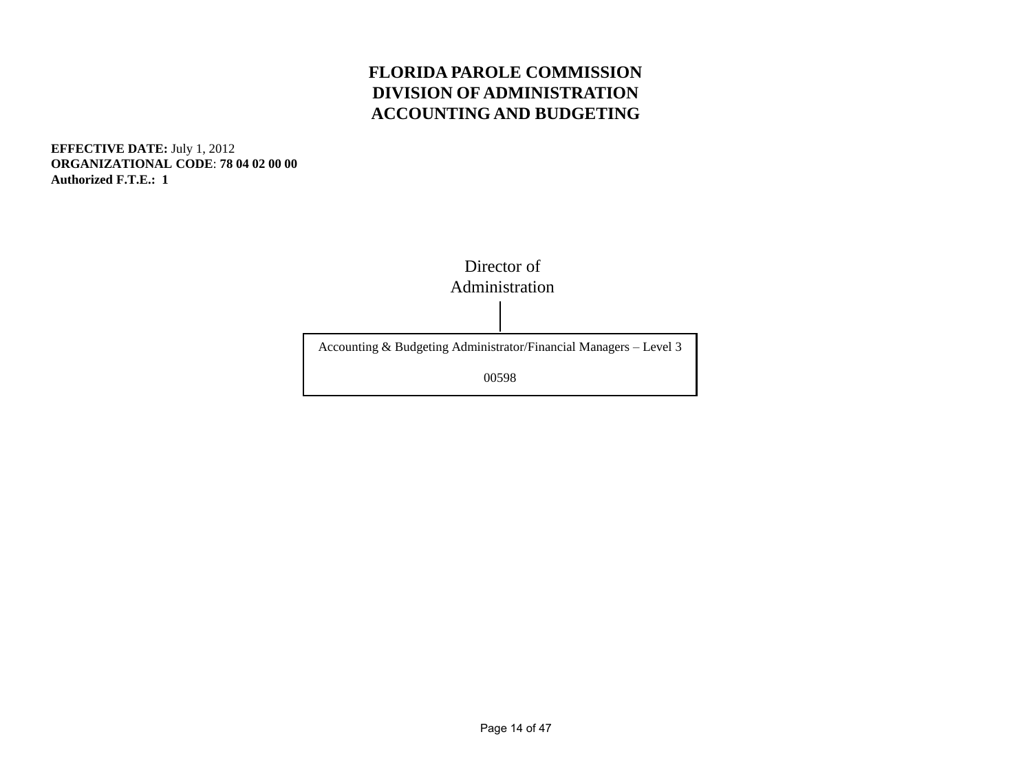# FLORIDA PAROLE COMMISSION
# DIVISION OF ADMINISTRATION
# ACCOUNTING AND BUDGETING

**EFFECTIVE DATE:** July 1, 2012
**ORGANIZATIONAL CODE**: **78 04 02 00 00**
**Authorized F.T.E.: 1**

Director of Administration

Accounting & Budgeting Administrator/Financial Managers – Level 3

00598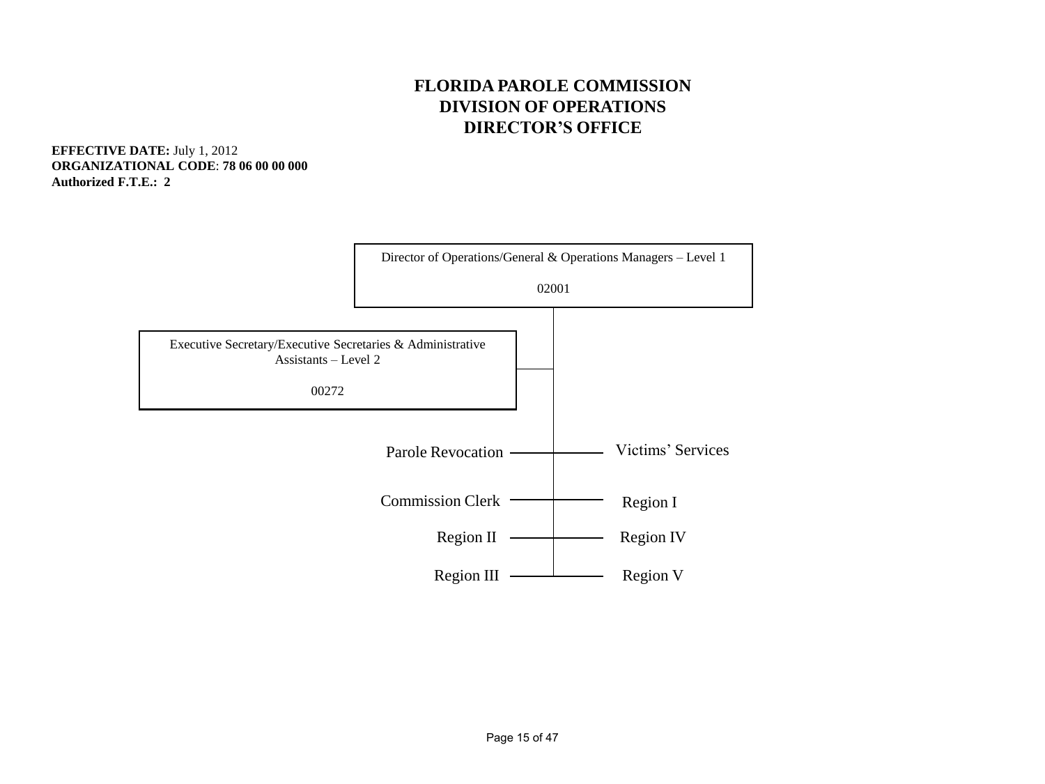# FLORIDA PAROLE COMMISSION
## DIVISION OF OPERATIONS
## DIRECTOR'S OFFICE

**EFFECTIVE DATE:** July 1, 2012
**ORGANIZATIONAL CODE**: **78 06 00 00 000**
**Authorized F.T.E.: 2**

Director of Operations/General & Operations Managers – Level 1

02001

Executive Secretary/Executive Secretaries & Administrative Assistants – Level 2

00272

- Parole Revocation
- Victims' Services
- Commission Clerk
- Region I
- Region II
- Region IV
- Region III
- Region V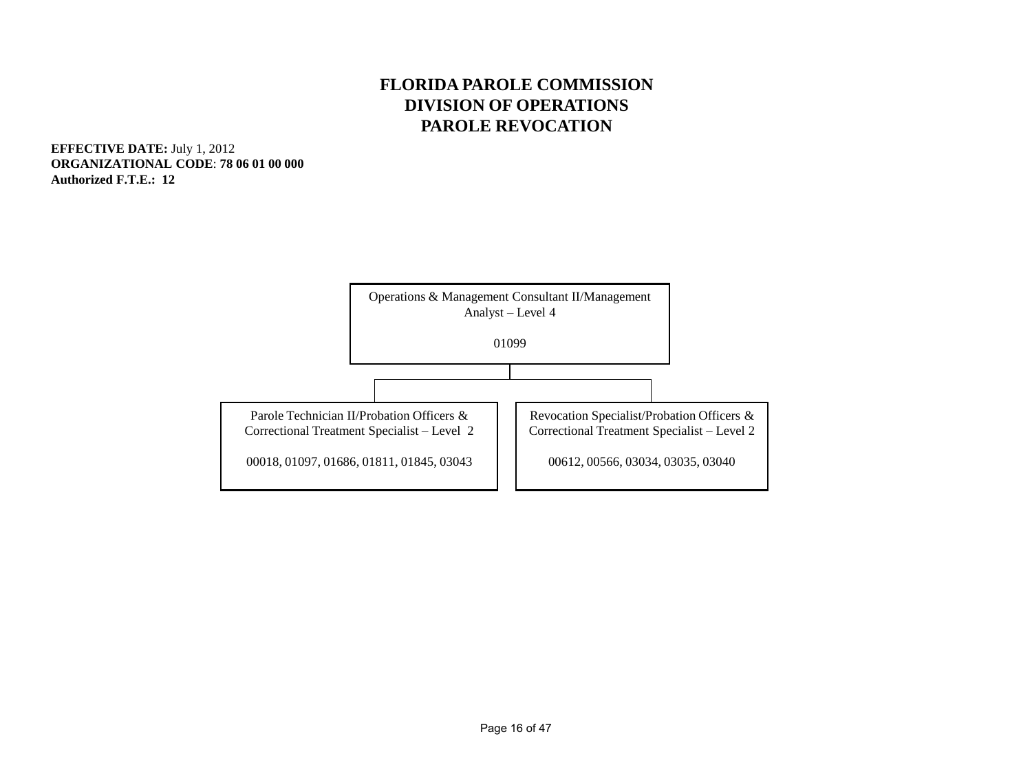# FLORIDA PAROLE COMMISSION
## DIVISION OF OPERATIONS
## PAROLE REVOCATION

**EFFECTIVE DATE:** July 1, 2012
**ORGANIZATIONAL CODE**: **78 06 01 00 000**
**Authorized F.T.E.: 12**

Operations & Management Consultant II/Management Analyst – Level 4

01099

- Parole Technician II/Probation Officers & Correctional Treatment Specialist – Level 2

  00018, 01097, 01686, 01811, 01845, 03043

- Revocation Specialist/Probation Officers & Correctional Treatment Specialist – Level 2

  00612, 00566, 03034, 03035, 03040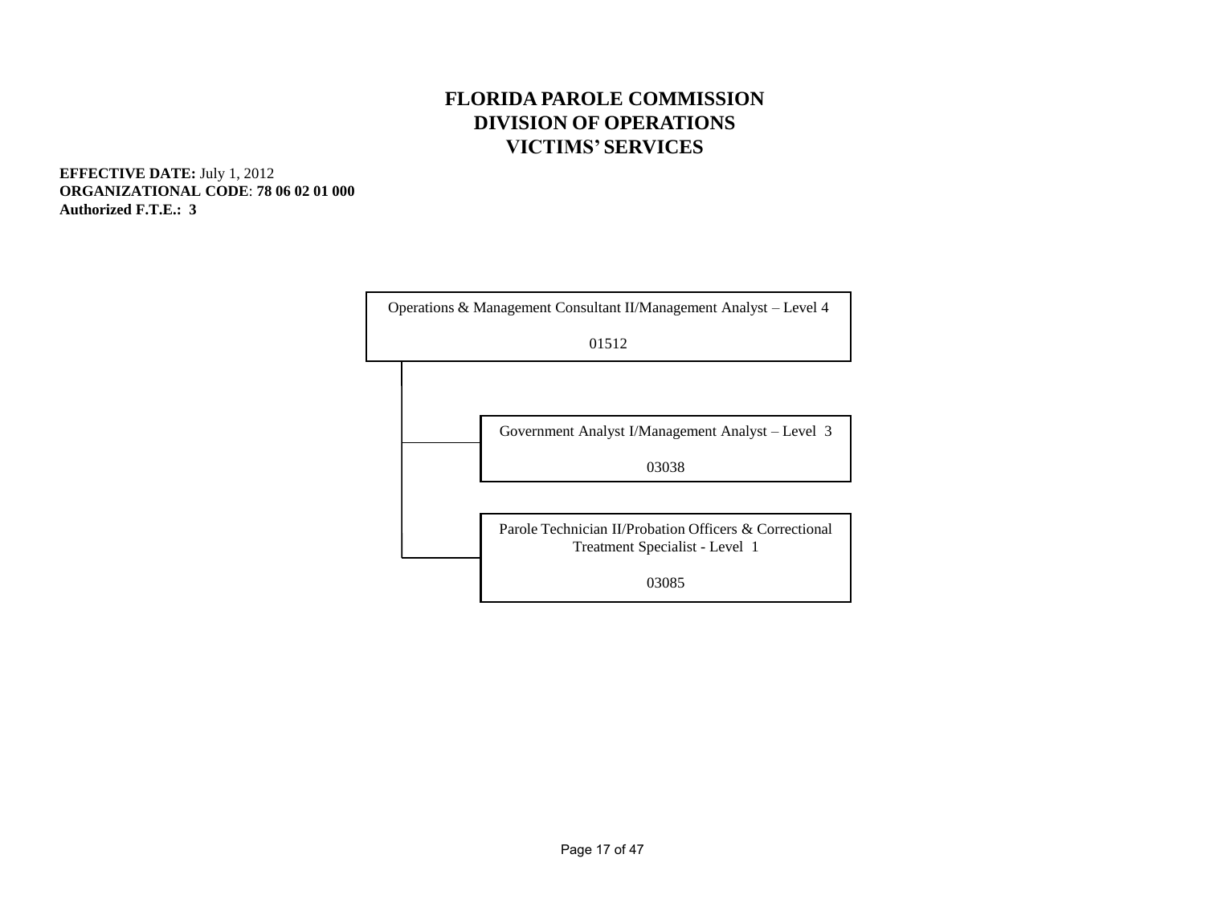# FLORIDA PAROLE COMMISSION
## DIVISION OF OPERATIONS
## VICTIMS' SERVICES

**EFFECTIVE DATE:** July 1, 2012
**ORGANIZATIONAL CODE**: **78 06 02 01 000**
**Authorized F.T.E.: 3**

Operations & Management Consultant II/Management Analyst – Level 4

01512

- Government Analyst I/Management Analyst – Level 3

  03038

- Parole Technician II/Probation Officers & Correctional Treatment Specialist - Level 1

  03085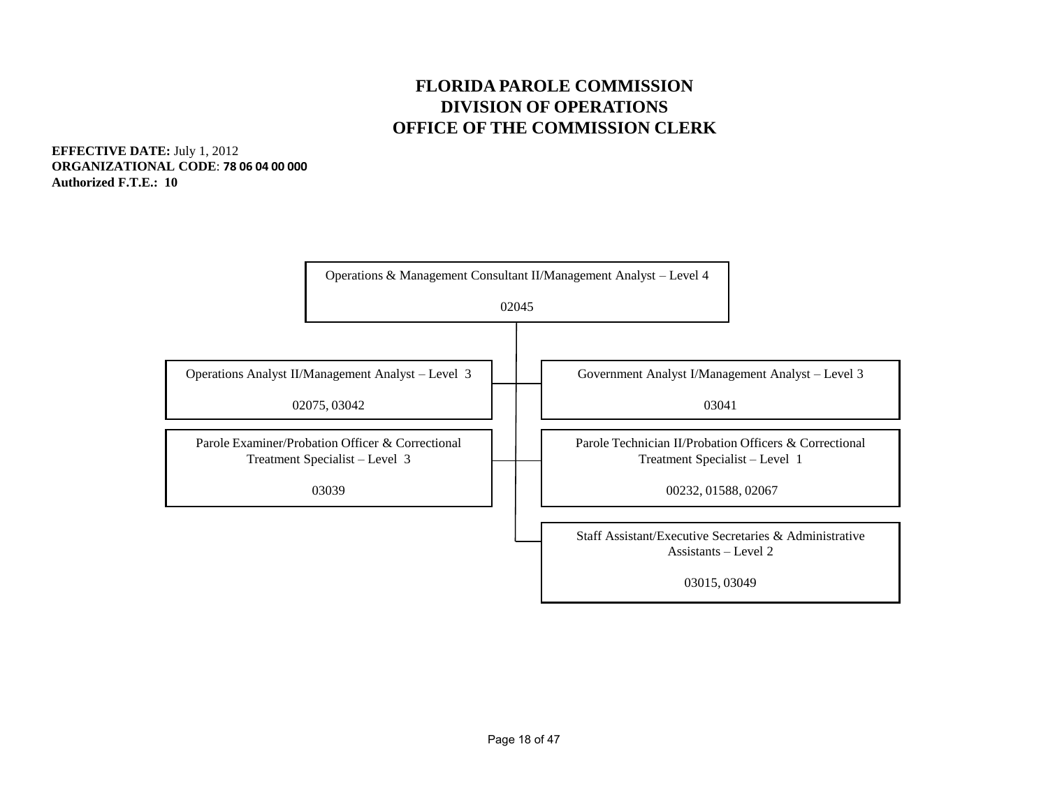# FLORIDA PAROLE COMMISSION
## DIVISION OF OPERATIONS
## OFFICE OF THE COMMISSION CLERK

**EFFECTIVE DATE:** July 1, 2012
**ORGANIZATIONAL CODE**: **78 06 04 00 000**
**Authorized F.T.E.: 10**

Operations & Management Consultant II/Management Analyst – Level 4

02045

- Operations Analyst II/Management Analyst – Level 3

  02075, 03042

- Government Analyst I/Management Analyst – Level 3

  03041

- Parole Examiner/Probation Officer & Correctional Treatment Specialist – Level 3

  03039

- Parole Technician II/Probation Officers & Correctional Treatment Specialist – Level 1

  00232, 01588, 02067

- Staff Assistant/Executive Secretaries & Administrative Assistants – Level 2

  03015, 03049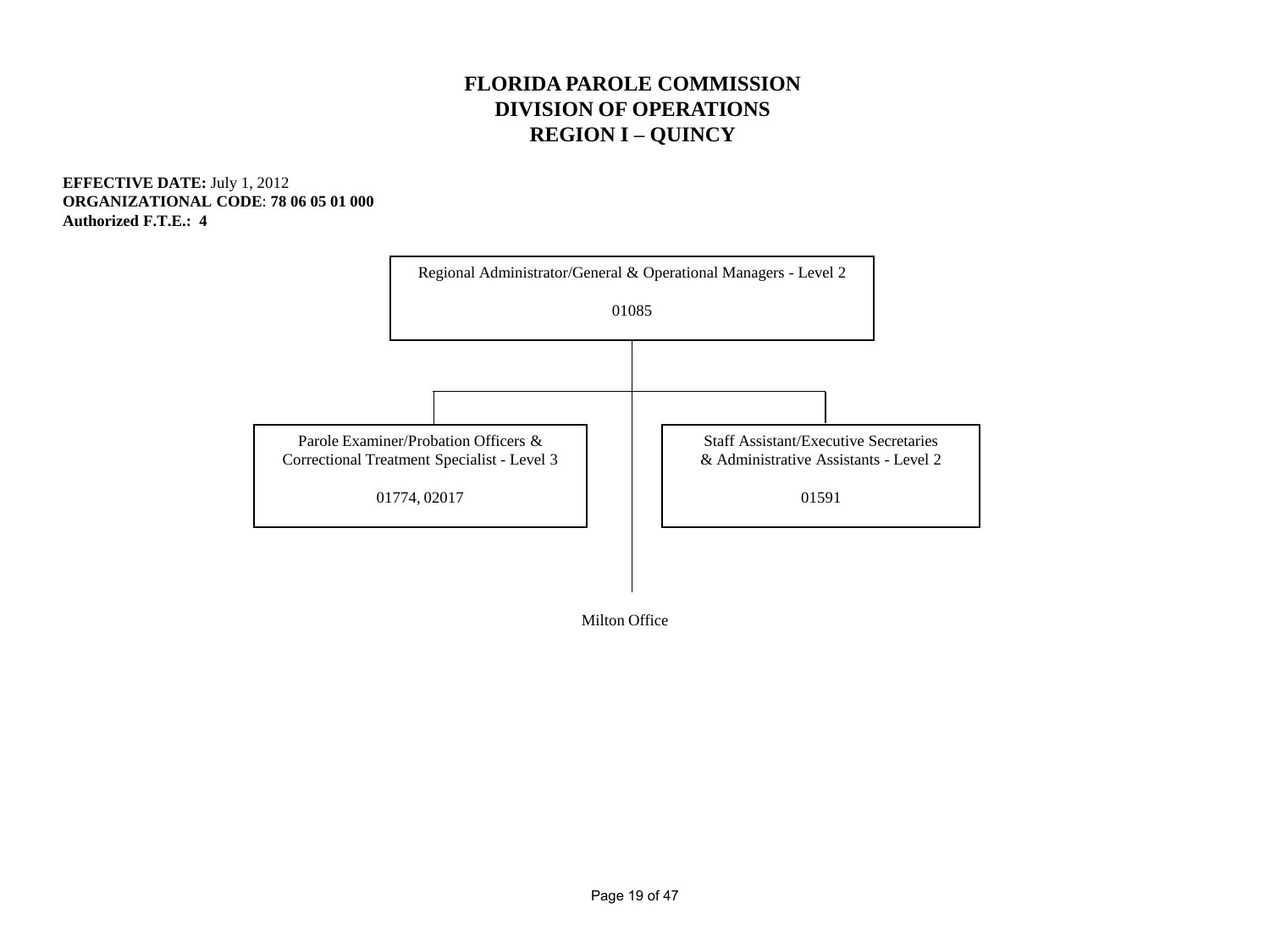# FLORIDA PAROLE COMMISSION
## DIVISION OF OPERATIONS
## REGION I – QUINCY

**EFFECTIVE DATE:** July 1, 2012
**ORGANIZATIONAL CODE**: **78 06 05 01 000**
**Authorized F.T.E.: 4**

Regional Administrator/General & Operational Managers - Level 2

01085

- Parole Examiner/Probation Officers & Correctional Treatment Specialist - Level 3

  01774, 02017

- Staff Assistant/Executive Secretaries & Administrative Assistants - Level 2

  01591

- Milton Office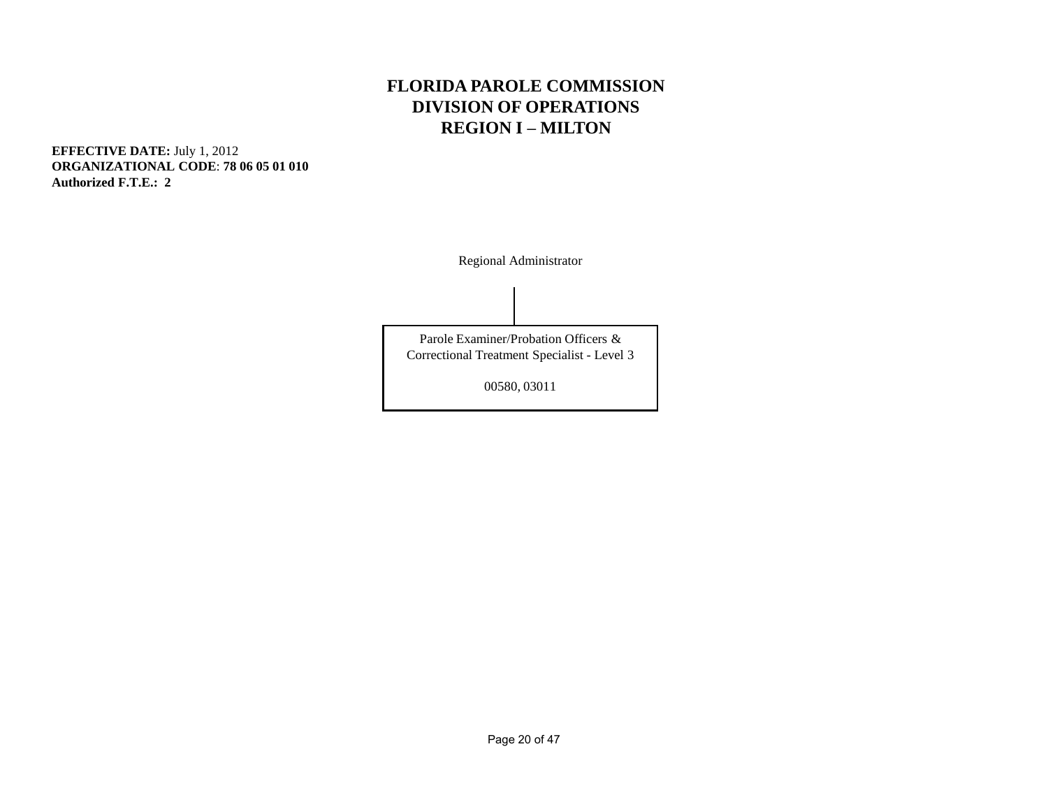# FLORIDA PAROLE COMMISSION
## DIVISION OF OPERATIONS
## REGION I – MILTON

**EFFECTIVE DATE:** July 1, 2012
**ORGANIZATIONAL CODE**: **78 06 05 01 010**
**Authorized F.T.E.: 2**

Regional Administrator

Parole Examiner/Probation Officers & Correctional Treatment Specialist - Level 3

00580, 03011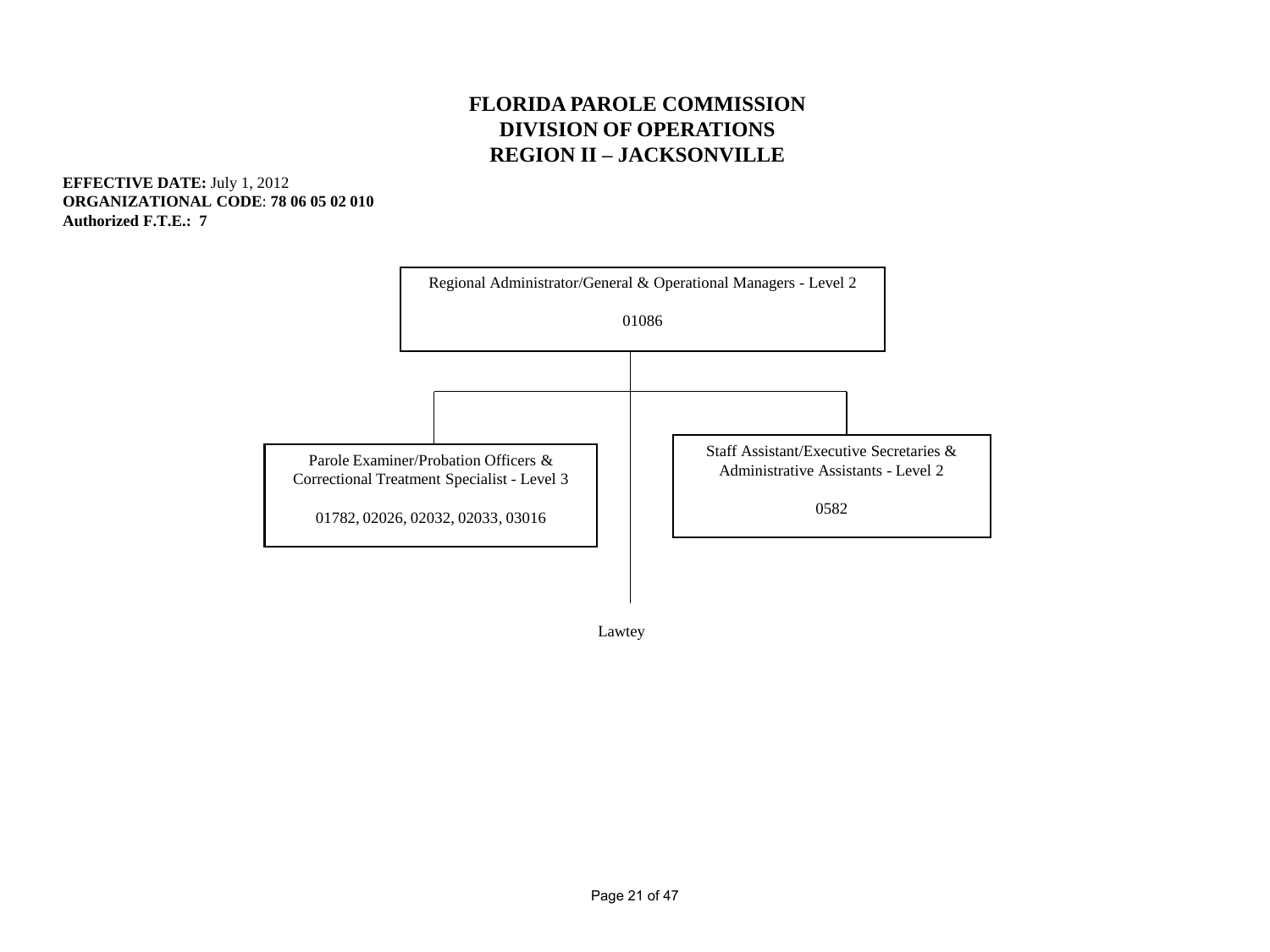# FLORIDA PAROLE COMMISSION
## DIVISION OF OPERATIONS
## REGION II – JACKSONVILLE

**EFFECTIVE DATE:** July 1, 2012
**ORGANIZATIONAL CODE**: **78 06 05 02 010**
**Authorized F.T.E.: 7**

Regional Administrator/General & Operational Managers - Level 2

01086

Parole Examiner/Probation Officers & Correctional Treatment Specialist - Level 3

01782, 02026, 02032, 02033, 03016

Staff Assistant/Executive Secretaries & Administrative Assistants - Level 2

0582

Lawtey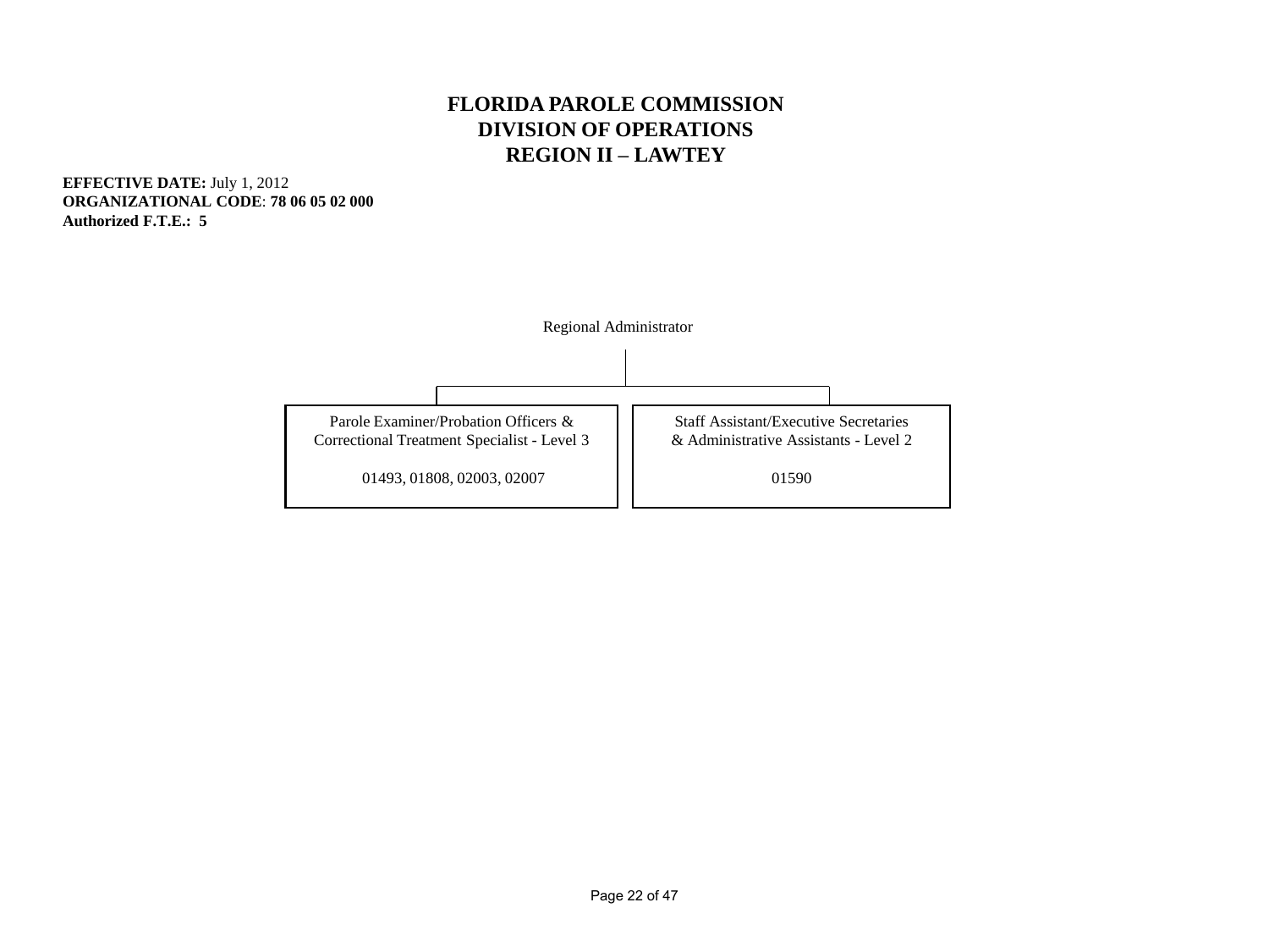# FLORIDA PAROLE COMMISSION
## DIVISION OF OPERATIONS
## REGION II – LAWTEY

**EFFECTIVE DATE:** July 1, 2012
**ORGANIZATIONAL CODE**: **78 06 05 02 000**
**Authorized F.T.E.: 5**

Regional Administrator

- Parole Examiner/Probation Officers & Correctional Treatment Specialist - Level 3

  01493, 01808, 02003, 02007

- Staff Assistant/Executive Secretaries & Administrative Assistants - Level 2

  01590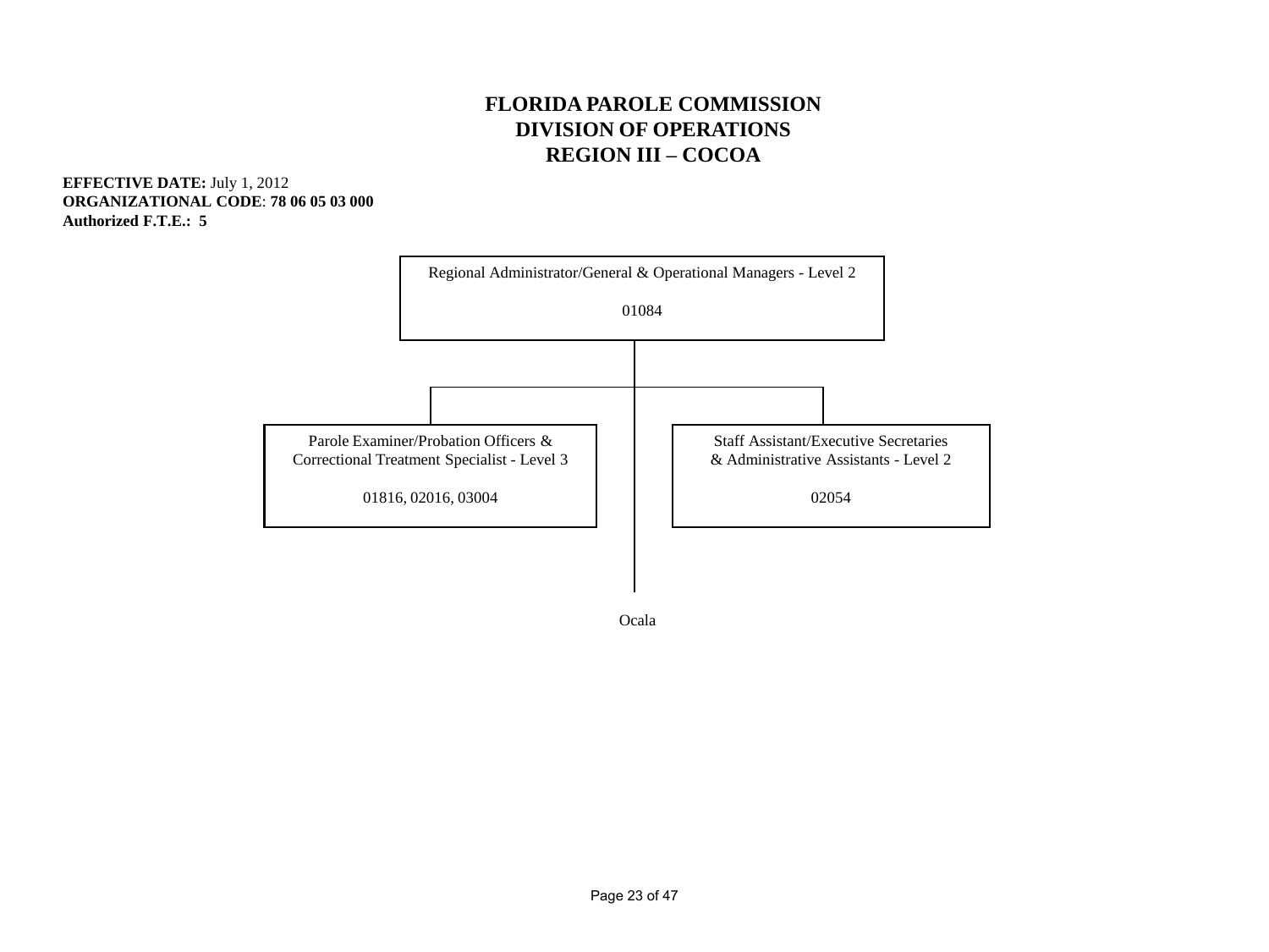# FLORIDA PAROLE COMMISSION
## DIVISION OF OPERATIONS
## REGION III – COCOA

**EFFECTIVE DATE:** July 1, 2012
**ORGANIZATIONAL CODE**: **78 06 05 03 000**
**Authorized F.T.E.: 5**

Regional Administrator/General & Operational Managers - Level 2

01084

- Parole Examiner/Probation Officers & Correctional Treatment Specialist - Level 3

  01816, 02016, 03004

- Staff Assistant/Executive Secretaries & Administrative Assistants - Level 2

  02054

Ocala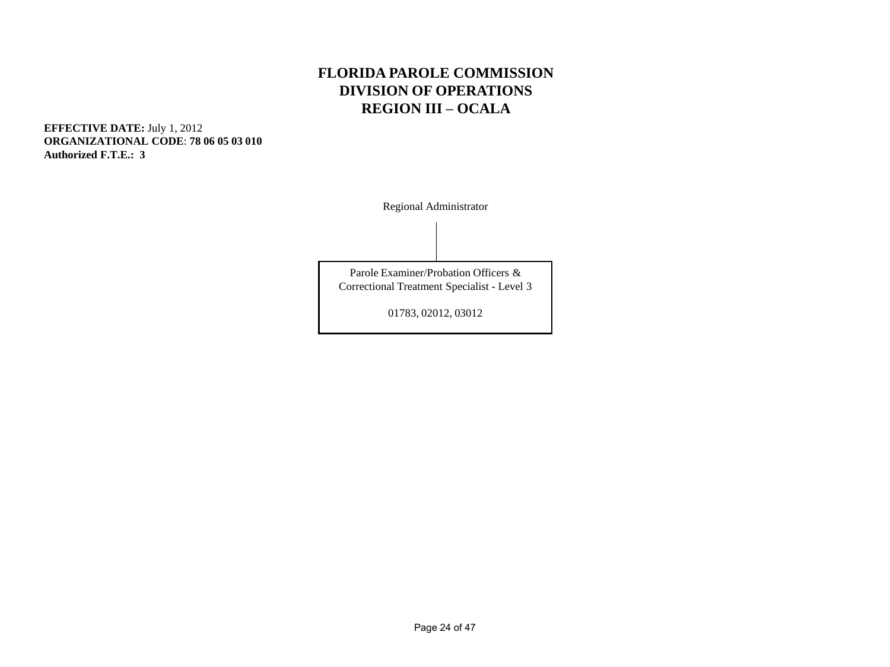# FLORIDA PAROLE COMMISSION
# DIVISION OF OPERATIONS
# REGION III – OCALA

**EFFECTIVE DATE:** July 1, 2012
**ORGANIZATIONAL CODE**: **78 06 05 03 010**
**Authorized F.T.E.: 3**

Regional Administrator

Parole Examiner/Probation Officers & Correctional Treatment Specialist - Level 3

01783, 02012, 03012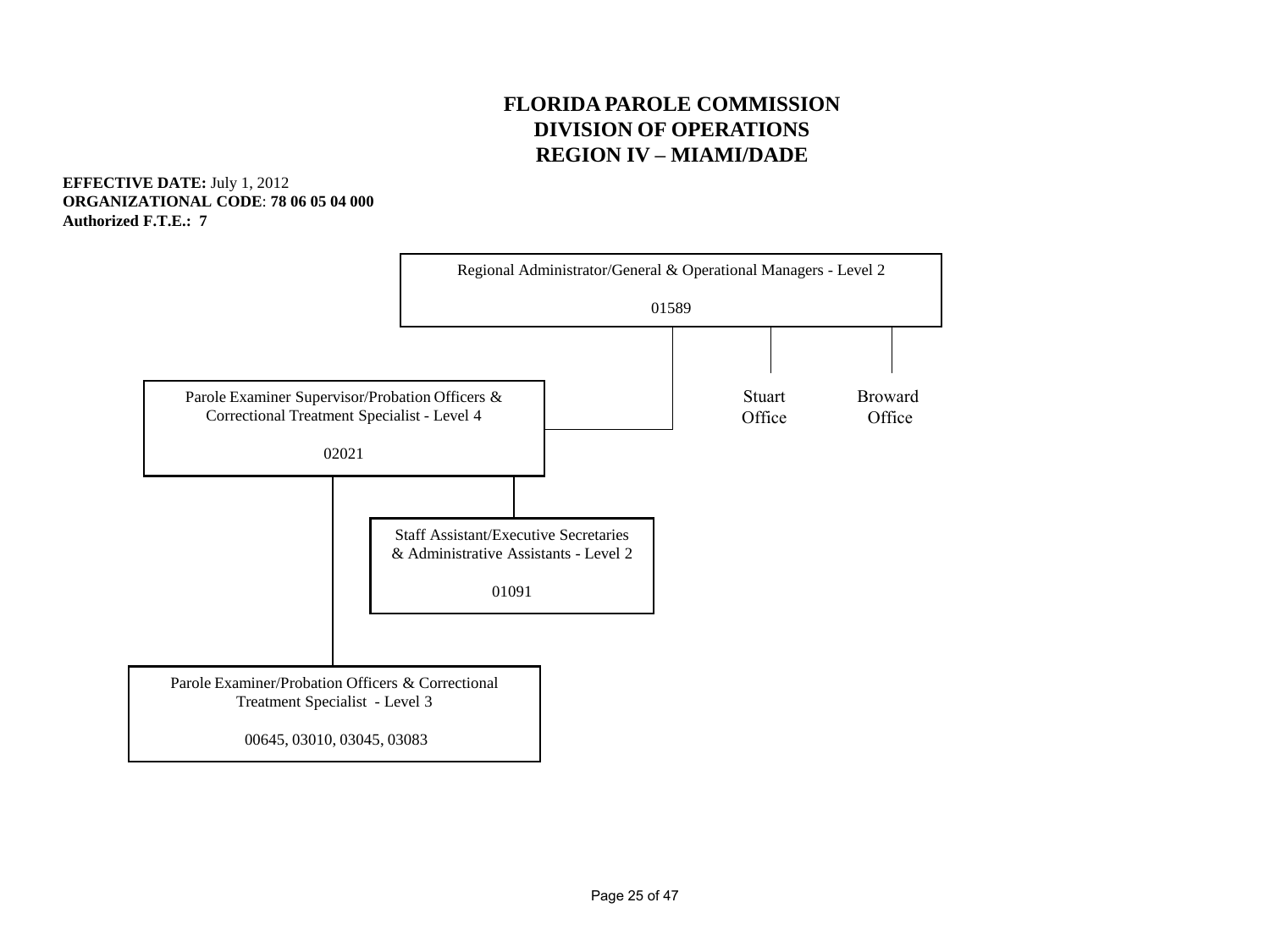# FLORIDA PAROLE COMMISSION
## DIVISION OF OPERATIONS
## REGION IV – MIAMI/DADE

**EFFECTIVE DATE:** July 1, 2012
**ORGANIZATIONAL CODE**: **78 06 05 04 000**
**Authorized F.T.E.: 7**

Regional Administrator/General & Operational Managers - Level 2

01589

- Parole Examiner Supervisor/Probation Officers & Correctional Treatment Specialist - Level 4

  02021

  - Staff Assistant/Executive Secretaries & Administrative Assistants - Level 2

    01091

  - Parole Examiner/Probation Officers & Correctional Treatment Specialist - Level 3

    00645, 03010, 03045, 03083

- Stuart Office
- Broward Office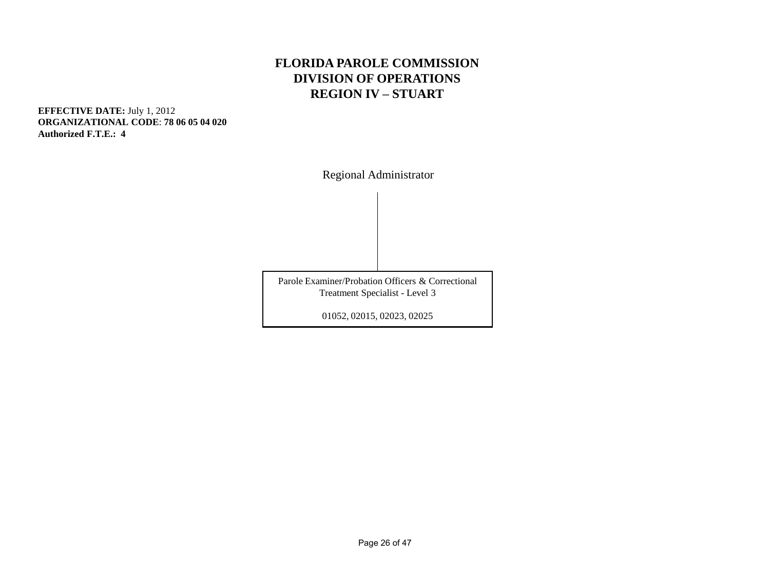# FLORIDA PAROLE COMMISSION
## DIVISION OF OPERATIONS
## REGION IV – STUART

**EFFECTIVE DATE:** July 1, 2012
**ORGANIZATIONAL CODE**: **78 06 05 04 020**
**Authorized F.T.E.: 4**

Regional Administrator

Parole Examiner/Probation Officers & Correctional Treatment Specialist - Level 3

01052, 02015, 02023, 02025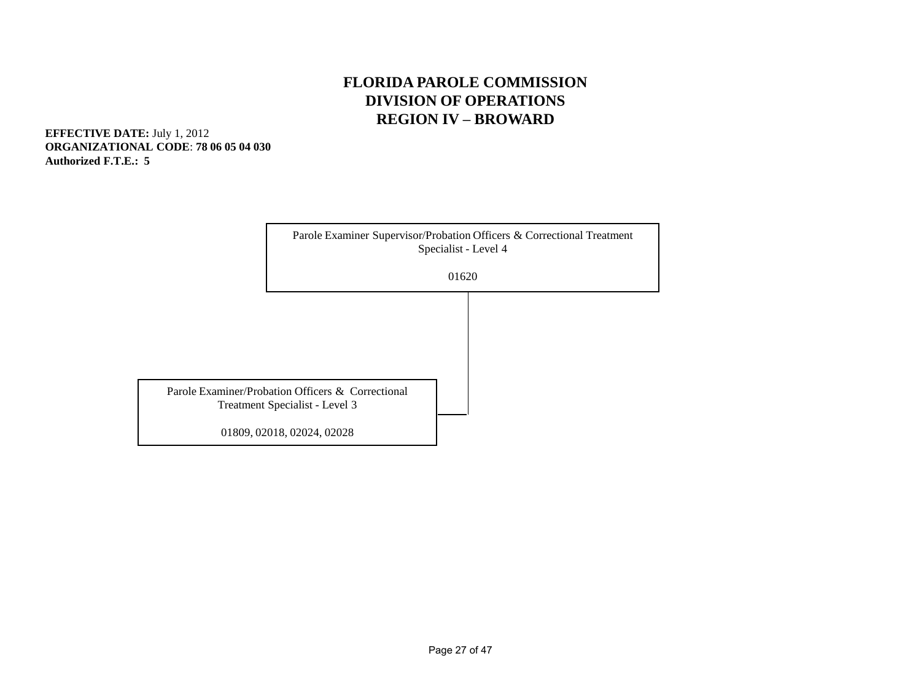# FLORIDA PAROLE COMMISSION
## DIVISION OF OPERATIONS
## REGION IV – BROWARD

**EFFECTIVE DATE:** July 1, 2012
**ORGANIZATIONAL CODE**: **78 06 05 04 030**
**Authorized F.T.E.: 5**

Parole Examiner Supervisor/Probation Officers & Correctional Treatment Specialist - Level 4

01620

Parole Examiner/Probation Officers & Correctional Treatment Specialist - Level 3

01809, 02018, 02024, 02028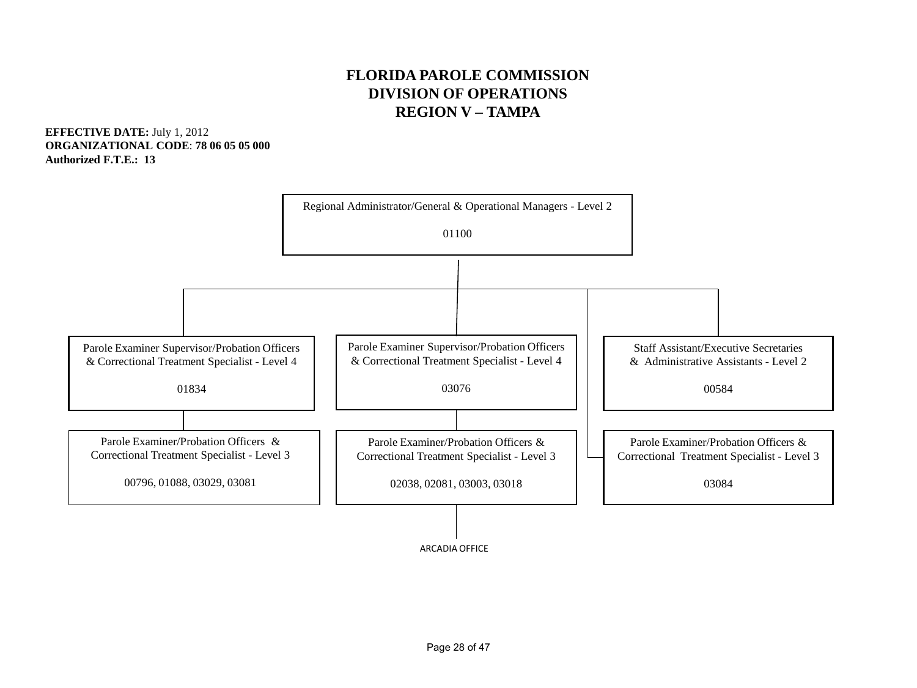# FLORIDA PAROLE COMMISSION
# DIVISION OF OPERATIONS
# REGION V – TAMPA

**EFFECTIVE DATE:** July 1, 2012
**ORGANIZATIONAL CODE**: **78 06 05 05 000**
**Authorized F.T.E.: 13**

Regional Administrator/General & Operational Managers - Level 2

01100

Parole Examiner Supervisor/Probation Officers & Correctional Treatment Specialist - Level 4

01834

Parole Examiner/Probation Officers & Correctional Treatment Specialist - Level 3

00796, 01088, 03029, 03081

Parole Examiner Supervisor/Probation Officers & Correctional Treatment Specialist - Level 4

03076

Parole Examiner/Probation Officers & Correctional Treatment Specialist - Level 3

02038, 02081, 03003, 03018

ARCADIA OFFICE

Staff Assistant/Executive Secretaries & Administrative Assistants - Level 2

00584

Parole Examiner/Probation Officers & Correctional Treatment Specialist - Level 3

03084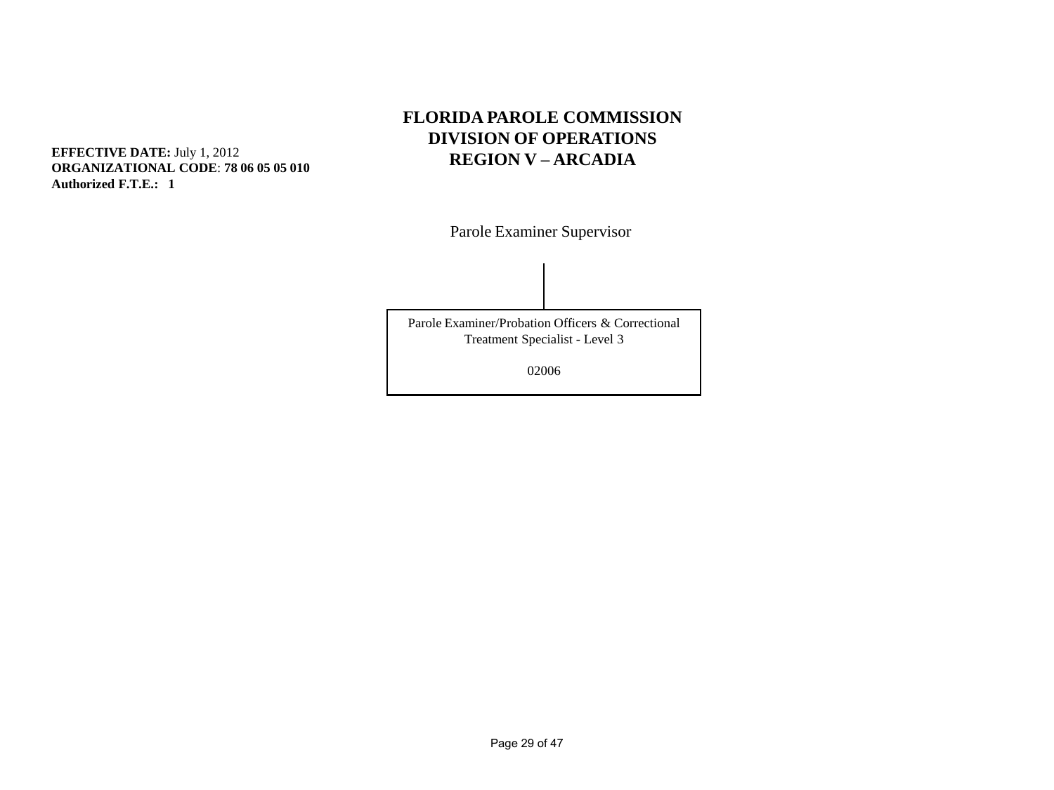# FLORIDA PAROLE COMMISSION
# DIVISION OF OPERATIONS
# REGION V – ARCADIA

**EFFECTIVE DATE:** July 1, 2012
**ORGANIZATIONAL CODE**: **78 06 05 05 010**
**Authorized F.T.E.: 1**

Parole Examiner Supervisor

Parole Examiner/Probation Officers & Correctional Treatment Specialist - Level 3

02006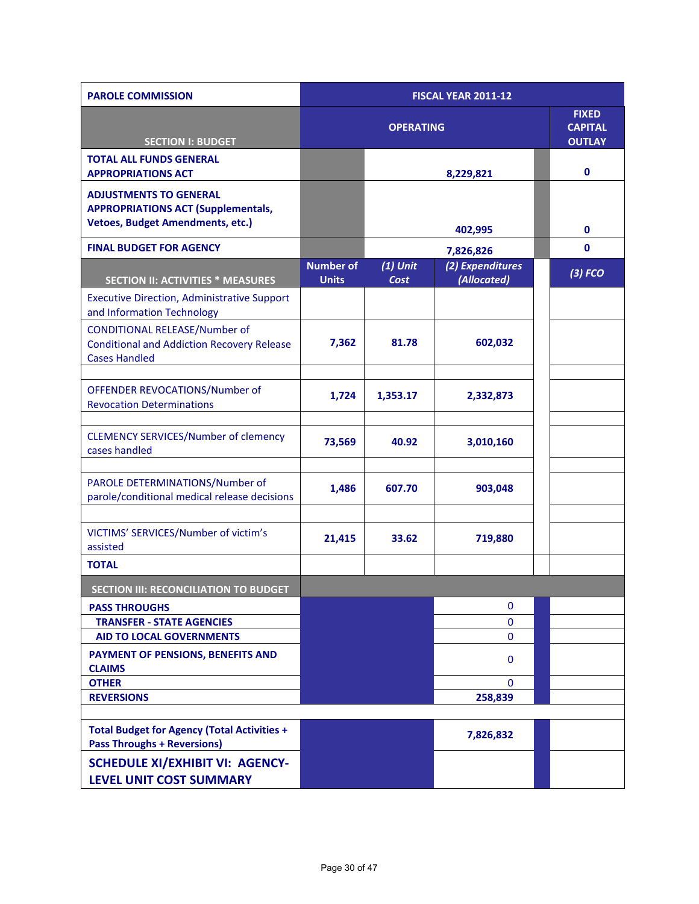| PAROLE COMMISSION | FISCAL YEAR 2011-12 | | | | |
|---|---|---|---|---|---|
| **SECTION I: BUDGET** | OPERATING | | | | FIXED CAPITAL OUTLAY |
| **TOTAL ALL FUNDS GENERAL APPROPRIATIONS ACT** | | | 8,229,821 | | 0 |
| **ADJUSTMENTS TO GENERAL APPROPRIATIONS ACT (Supplementals, Vetoes, Budget Amendments, etc.)** | | | 402,995 | | 0 |
| **FINAL BUDGET FOR AGENCY** | | | 7,826,826 | | 0 |
| **SECTION II: ACTIVITIES * MEASURES** | Number of Units | *(1) Unit Cost* | *(2) Expenditures (Allocated)* | | *(3) FCO* |
| Executive Direction, Administrative Support and Information Technology | | | | | |
| CONDITIONAL RELEASE/Number of Conditional and Addiction Recovery Release Cases Handled | 7,362 | 81.78 | 602,032 | | |
| OFFENDER REVOCATIONS/Number of Revocation Determinations | 1,724 | 1,353.17 | 2,332,873 | | |
| CLEMENCY SERVICES/Number of clemency cases handled | 73,569 | 40.92 | 3,010,160 | | |
| PAROLE DETERMINATIONS/Number of parole/conditional medical release decisions | 1,486 | 607.70 | 903,048 | | |
| VICTIMS' SERVICES/Number of victim's assisted | 21,415 | 33.62 | 719,880 | | |
| **TOTAL** | | | | | |
| **SECTION III: RECONCILIATION TO BUDGET** | | | | | |
| **PASS THROUGHS** | | | 0 | | |
| **TRANSFER - STATE AGENCIES** | | | 0 | | |
| **AID TO LOCAL GOVERNMENTS** | | | 0 | | |
| **PAYMENT OF PENSIONS, BENEFITS AND CLAIMS** | | | 0 | | |
| **OTHER** | | | 0 | | |
| **REVERSIONS** | | | 258,839 | | |
| **Total Budget for Agency (Total Activities + Pass Throughs + Reversions)** | | | 7,826,832 | | |
| **SCHEDULE XI/EXHIBIT VI: AGENCY-LEVEL UNIT COST SUMMARY** | | | | | |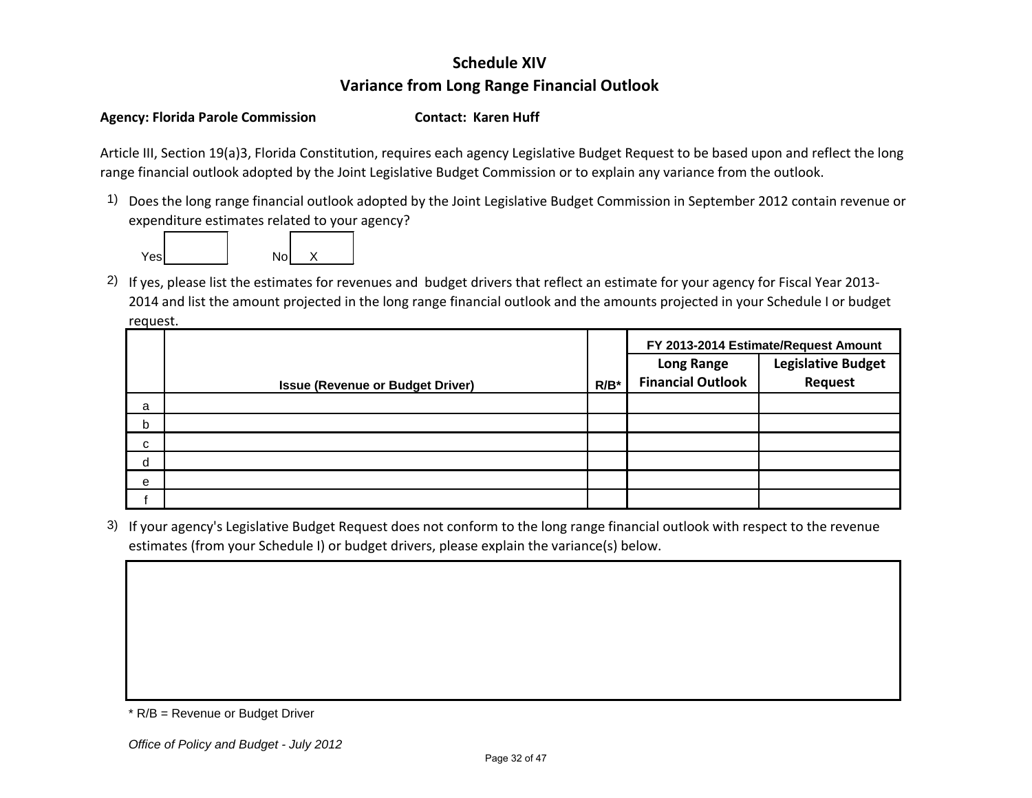# Schedule XIV

## Variance from Long Range Financial Outlook

**Agency: Florida Parole Commission** **Contact: Karen Huff**

Article III, Section 19(a)3, Florida Constitution, requires each agency Legislative Budget Request to be based upon and reflect the long range financial outlook adopted by the Joint Legislative Budget Commission or to explain any variance from the outlook.

1) Does the long range financial outlook adopted by the Joint Legislative Budget Commission in September 2012 contain revenue or expenditure estimates related to your agency?

Yes [ ] No [ X ]

2) If yes, please list the estimates for revenues and budget drivers that reflect an estimate for your agency for Fiscal Year 2013-2014 and list the amount projected in the long range financial outlook and the amounts projected in your Schedule I or budget request.

| | Issue (Revenue or Budget Driver) | R/B* | FY 2013-2014 Estimate/Request Amount | |
|---|---|---|---|---|
| | | | **Long Range Financial Outlook** | **Legislative Budget Request** |
| a | | | | |
| b | | | | |
| c | | | | |
| d | | | | |
| e | | | | |
| f | | | | |

3) If your agency's Legislative Budget Request does not conform to the long range financial outlook with respect to the revenue estimates (from your Schedule I) or budget drivers, please explain the variance(s) below.

| |
|---|
| |

* R/B = Revenue or Budget Driver

*Office of Policy and Budget - July 2012*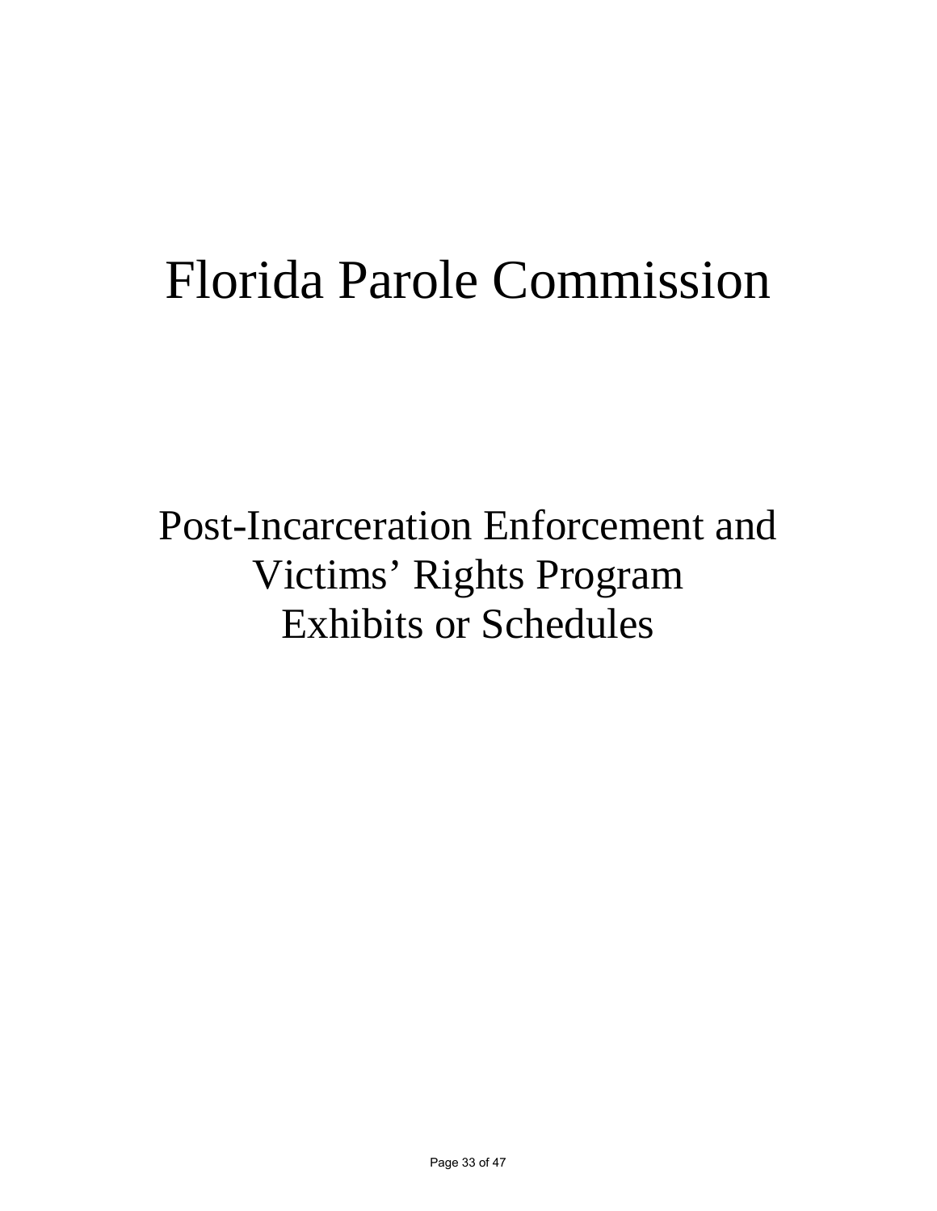# Florida Parole Commission

## Post-Incarceration Enforcement and Victims' Rights Program Exhibits or Schedules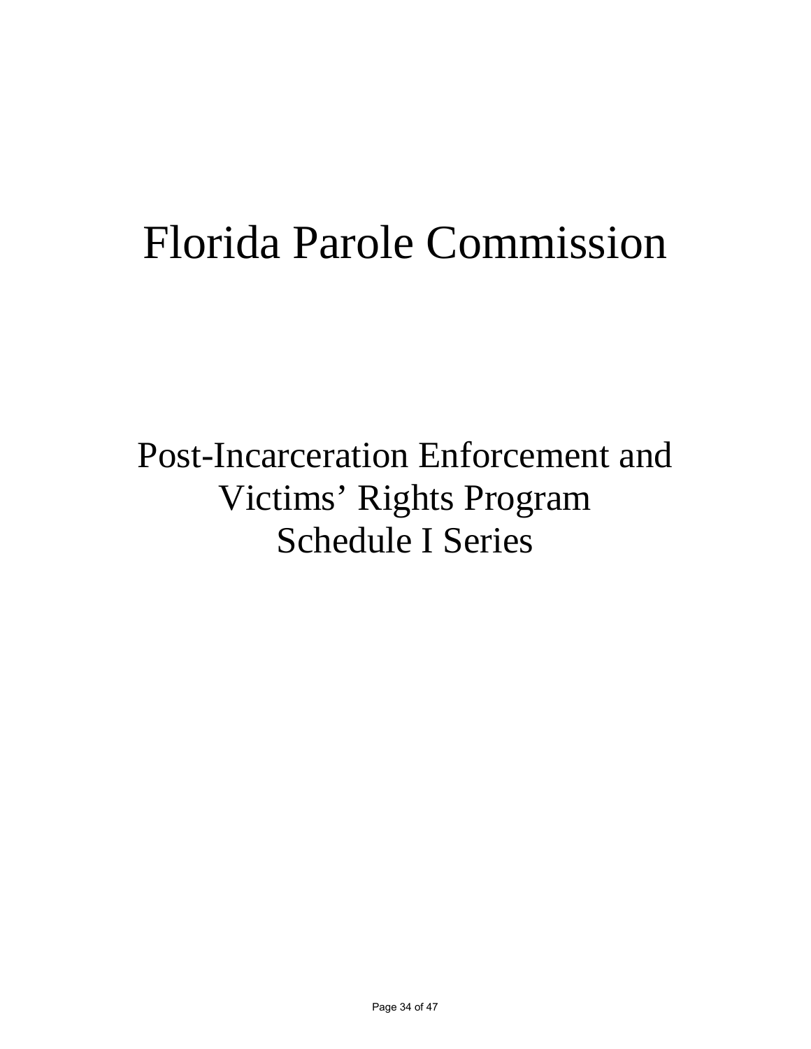# Florida Parole Commission

## Post-Incarceration Enforcement and Victims' Rights Program Schedule I Series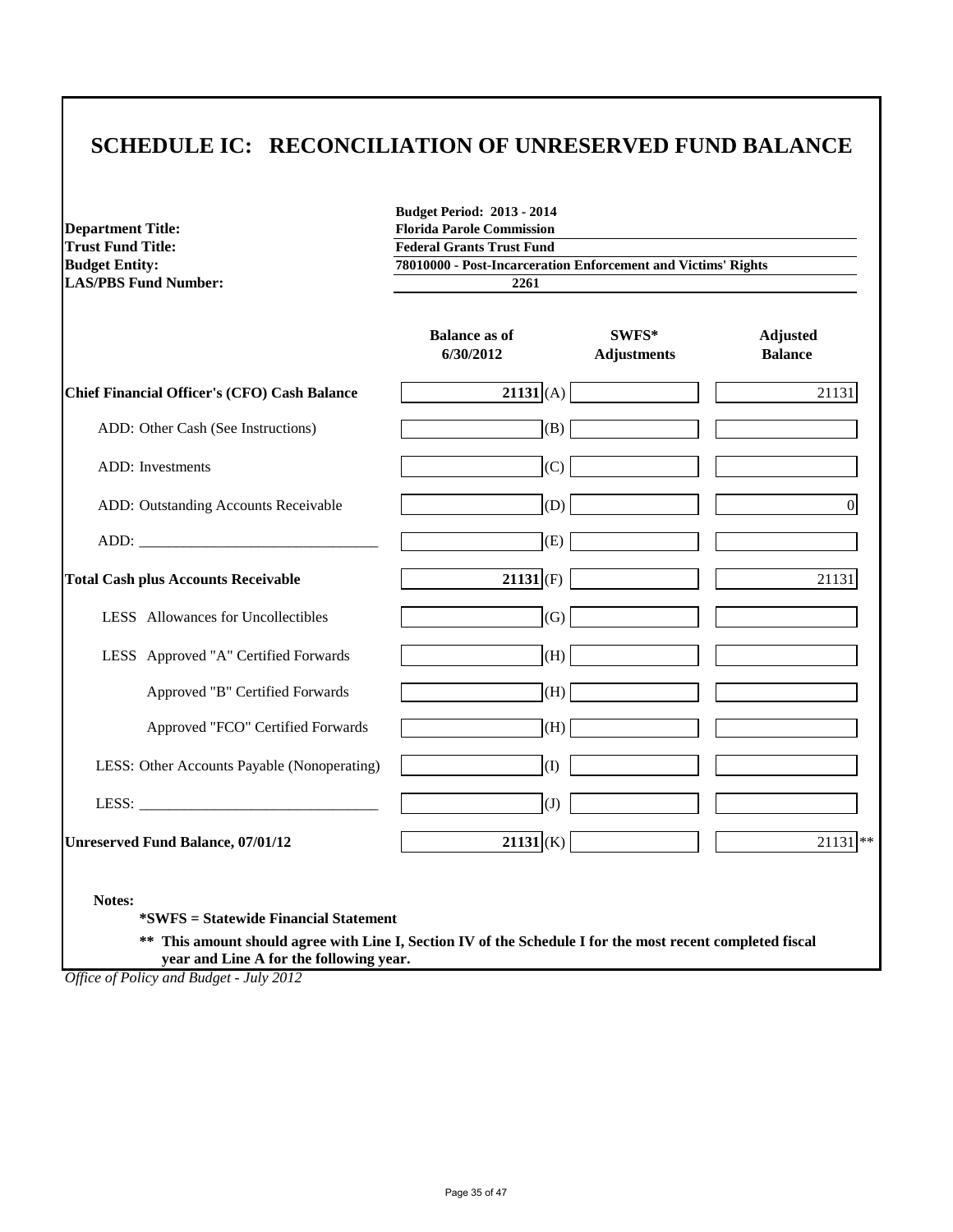# SCHEDULE IC: RECONCILIATION OF UNRESERVED FUND BALANCE

| | |
|---|---|
| | **Budget Period: 2013 - 2014** |
| **Department Title:** | **Florida Parole Commission** |
| **Trust Fund Title:** | **Federal Grants Trust Fund** |
| **Budget Entity:** | **78010000 - Post-Incarceration Enforcement and Victims' Rights** |
| **LAS/PBS Fund Number:** | **2261** |

| | Balance as of 6/30/2012 | | SWFS* Adjustments | Adjusted Balance |
|---|---|---|---|---|
| **Chief Financial Officer's (CFO) Cash Balance** | **21131** | (A) | | 21131 |
| ADD: Other Cash (See Instructions) | | (B) | | |
| ADD: Investments | | (C) | | |
| ADD: Outstanding Accounts Receivable | | (D) | | 0 |
| ADD: _______________________________ | | (E) | | |
| **Total Cash plus Accounts Receivable** | **21131** | (F) | | 21131 |
| LESS Allowances for Uncollectibles | | (G) | | |
| LESS Approved "A" Certified Forwards | | (H) | | |
| Approved "B" Certified Forwards | | (H) | | |
| Approved "FCO" Certified Forwards | | (H) | | |
| LESS: Other Accounts Payable (Nonoperating) | | (I) | | |
| LESS: _______________________________ | | (J) | | |
| **Unreserved Fund Balance, 07/01/12** | **21131** | (K) | | 21131 ** |

**Notes:**

**\*SWFS = Statewide Financial Statement**

**\*\* This amount should agree with Line I, Section IV of the Schedule I for the most recent completed fiscal year and Line A for the following year.**

*Office of Policy and Budget - July 2012*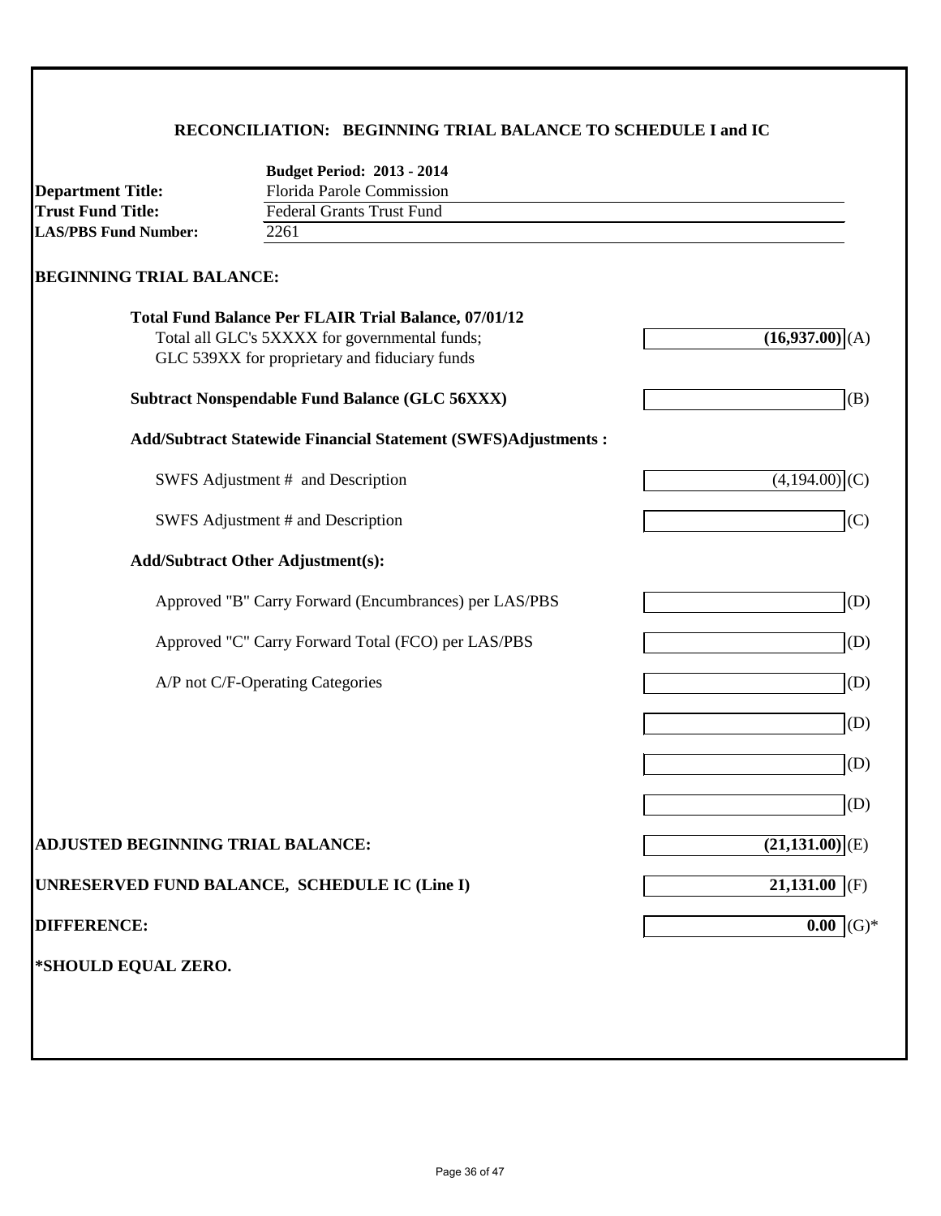## RECONCILIATION: BEGINNING TRIAL BALANCE TO SCHEDULE I and IC

**Budget Period: 2013 - 2014**

**Department Title:** Florida Parole Commission

**Trust Fund Title:** Federal Grants Trust Fund

**LAS/PBS Fund Number:** 2261

**BEGINNING TRIAL BALANCE:**

| | | |
|---|---|---|
| **Total Fund Balance Per FLAIR Trial Balance, 07/01/12**<br>Total all GLC's 5XXXX for governmental funds;<br>GLC 539XX for proprietary and fiduciary funds | **(16,937.00)** | (A) |
| **Subtract Nonspendable Fund Balance (GLC 56XXX)** | | (B) |
| **Add/Subtract Statewide Financial Statement (SWFS)Adjustments :** | | |
| SWFS Adjustment # and Description | (4,194.00) | (C) |
| SWFS Adjustment # and Description | | (C) |
| **Add/Subtract Other Adjustment(s):** | | |
| Approved "B" Carry Forward (Encumbrances) per LAS/PBS | | (D) |
| Approved "C" Carry Forward Total (FCO) per LAS/PBS | | (D) |
| A/P not C/F-Operating Categories | | (D) |
| | | (D) |
| | | (D) |
| | | (D) |
| **ADJUSTED BEGINNING TRIAL BALANCE:** | **(21,131.00)** | (E) |
| **UNRESERVED FUND BALANCE, SCHEDULE IC (Line I)** | **21,131.00** | (F) |
| **DIFFERENCE:** | **0.00** | (G)* |

**\*SHOULD EQUAL ZERO.**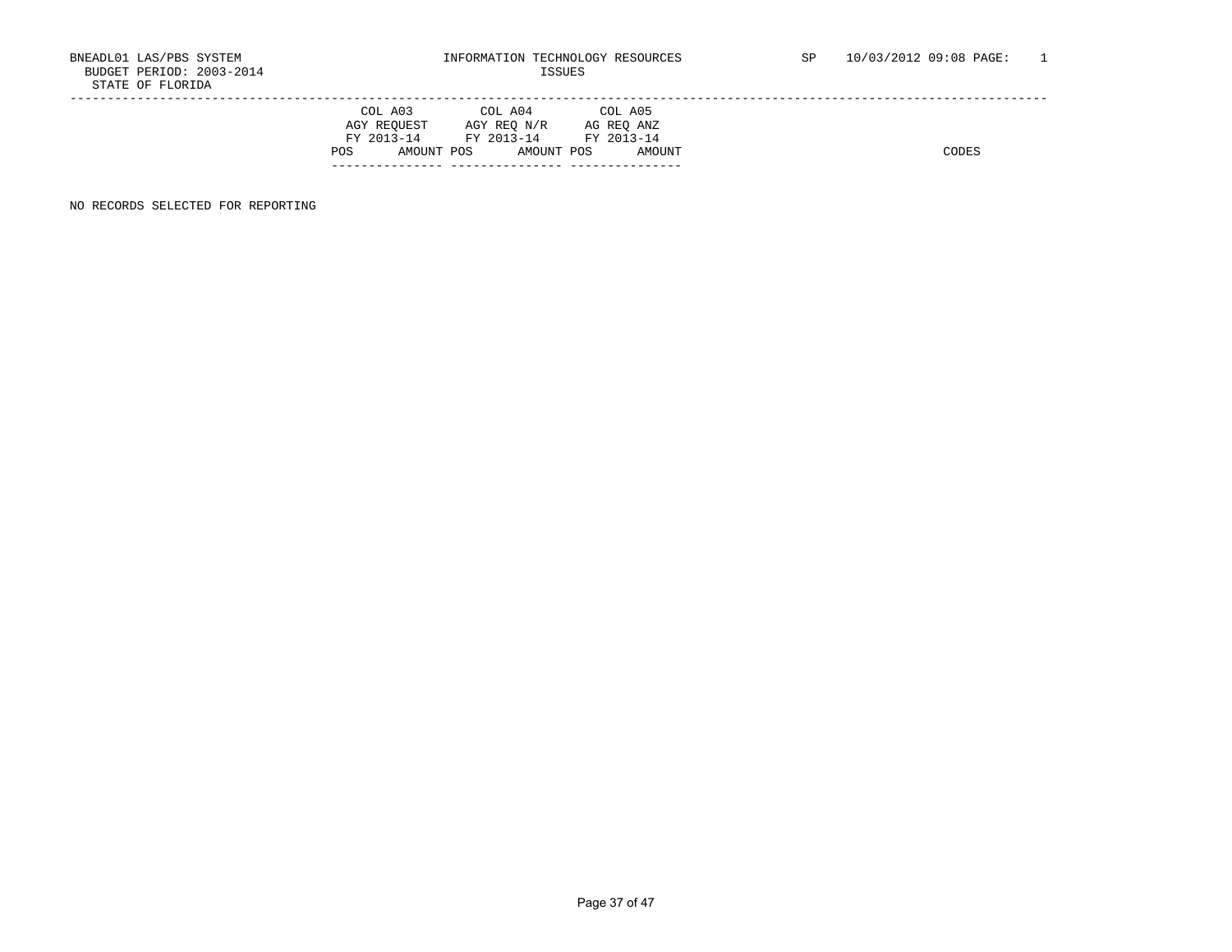BNEADL01 LAS/PBS SYSTEM INFORMATION TECHNOLOGY RESOURCES SP 10/03/2012 09:08 PAGE: 1

BUDGET PERIOD: 2003-2014 ISSUES

STATE OF FLORIDA

| COL A03 | | COL A04 | | COL A05 | | |
|---|---|---|---|---|---|---|
| AGY REQUEST | | AGY REQ N/R | | AG REQ ANZ | | |
| FY 2013-14 | | FY 2013-14 | | FY 2013-14 | | |
| POS | AMOUNT | POS | AMOUNT | POS | AMOUNT | CODES |

NO RECORDS SELECTED FOR REPORTING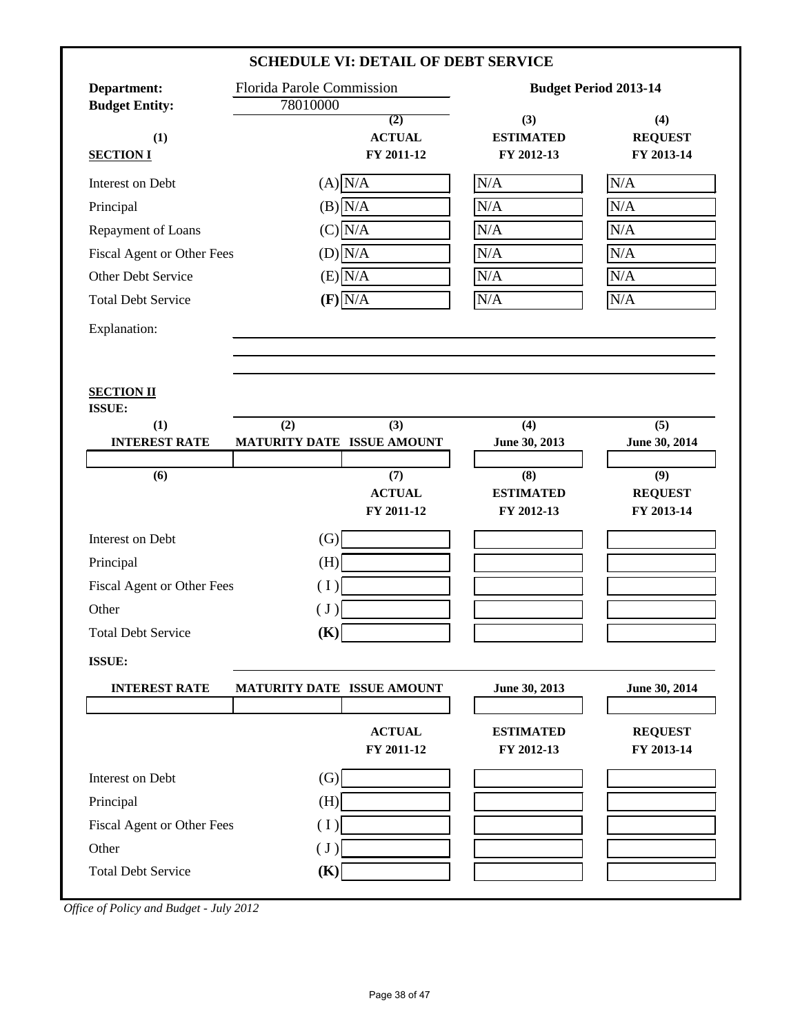# SCHEDULE VI: DETAIL OF DEBT SERVICE

**Department:** Florida Parole Commission

**Budget Entity:** 78010000

**Budget Period 2013-14**

| (1) SECTION I | | (2) ACTUAL FY 2011-12 | (3) ESTIMATED FY 2012-13 | (4) REQUEST FY 2013-14 |
|---|---|---|---|---|
| Interest on Debt | (A) | N/A | N/A | N/A |
| Principal | (B) | N/A | N/A | N/A |
| Repayment of Loans | (C) | N/A | N/A | N/A |
| Fiscal Agent or Other Fees | (D) | N/A | N/A | N/A |
| Other Debt Service | (E) | N/A | N/A | N/A |
| Total Debt Service | **(F)** | N/A | N/A | N/A |

Explanation:

**SECTION II**

**ISSUE:**

| (1) INTEREST RATE | (2) MATURITY DATE | (3) ISSUE AMOUNT | (4) June 30, 2013 | (5) June 30, 2014 |
|---|---|---|---|---|
| | | | | |

| (6) | | (7) ACTUAL FY 2011-12 | (8) ESTIMATED FY 2012-13 | (9) REQUEST FY 2013-14 |
|---|---|---|---|---|
| Interest on Debt | (G) | | | |
| Principal | (H) | | | |
| Fiscal Agent or Other Fees | ( I ) | | | |
| Other | ( J ) | | | |
| Total Debt Service | **(K)** | | | |

**ISSUE:**

| INTEREST RATE | MATURITY DATE | ISSUE AMOUNT | June 30, 2013 | June 30, 2014 |
|---|---|---|---|---|
| | | | | |

| | | ACTUAL FY 2011-12 | ESTIMATED FY 2012-13 | REQUEST FY 2013-14 |
|---|---|---|---|---|
| Interest on Debt | (G) | | | |
| Principal | (H) | | | |
| Fiscal Agent or Other Fees | ( I ) | | | |
| Other | ( J ) | | | |
| Total Debt Service | **(K)** | | | |

*Office of Policy and Budget - July 2012*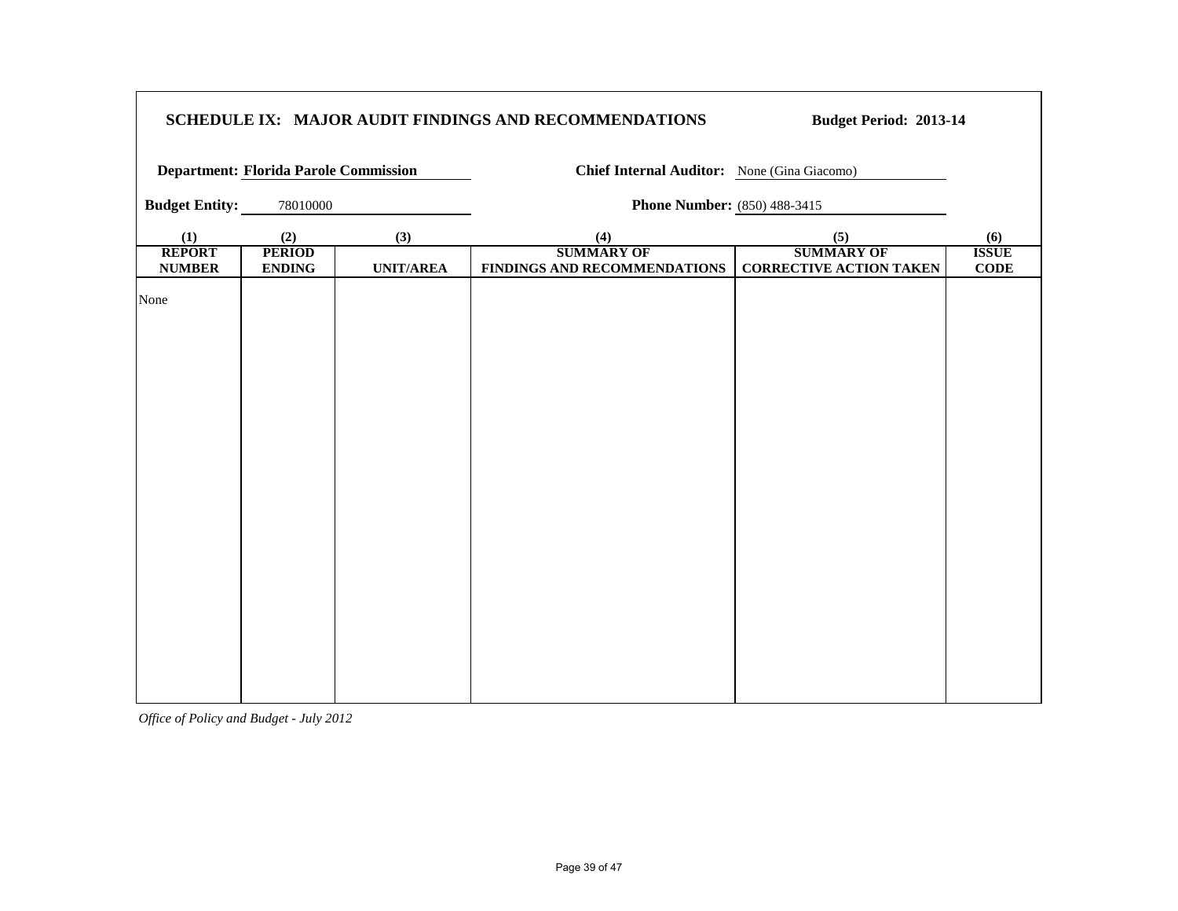## SCHEDULE IX: MAJOR AUDIT FINDINGS AND RECOMMENDATIONS

**Budget Period: 2013-14**

**Department:** Florida Parole Commission

**Chief Internal Auditor:** None (Gina Giacomo)

**Budget Entity:** 78010000

**Phone Number:** (850) 488-3415

| (1) REPORT NUMBER | (2) PERIOD ENDING | (3) UNIT/AREA | (4) SUMMARY OF FINDINGS AND RECOMMENDATIONS | (5) SUMMARY OF CORRECTIVE ACTION TAKEN | (6) ISSUE CODE |
|---|---|---|---|---|---|
| None | | | | | |

*Office of Policy and Budget - July 2012*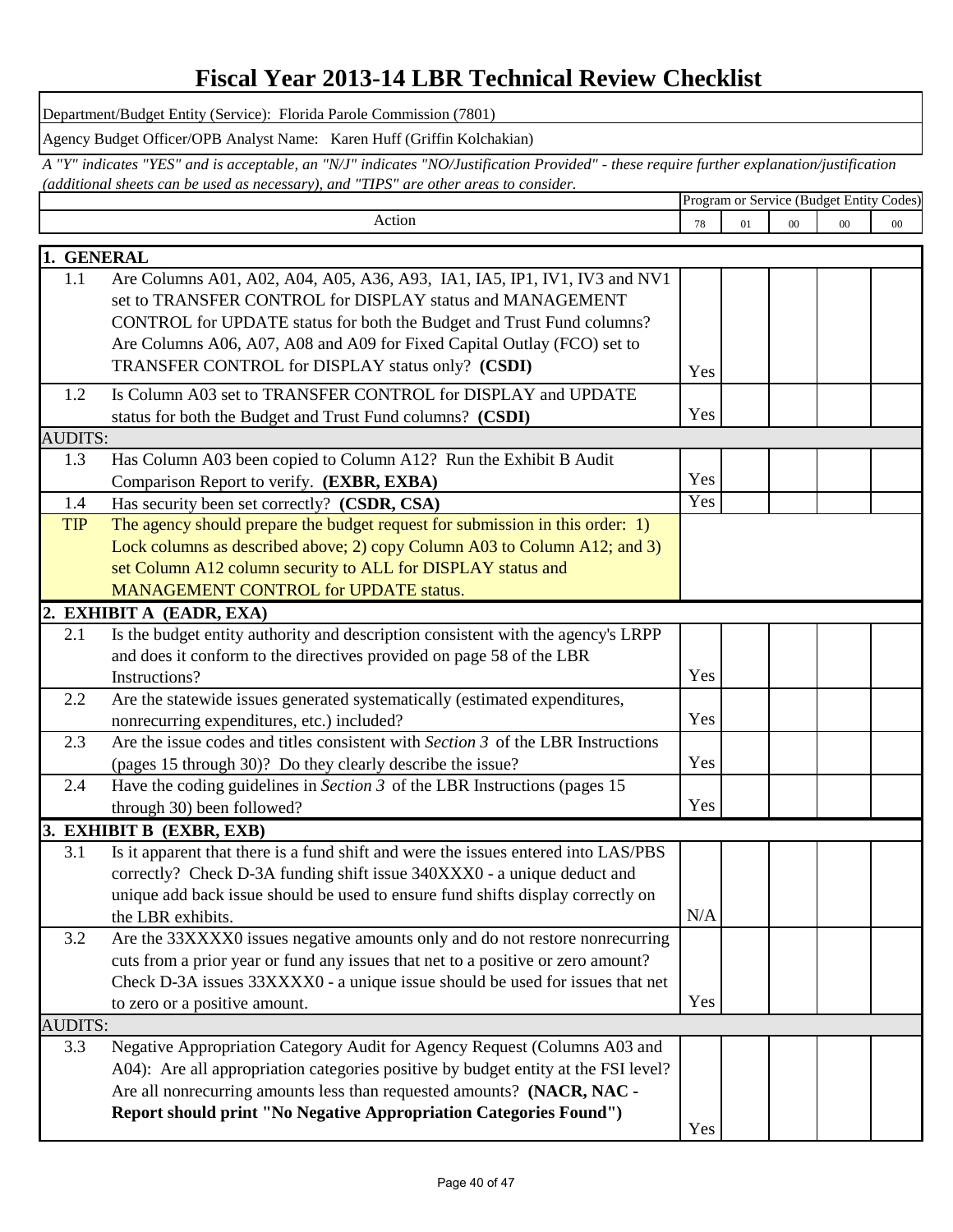# Fiscal Year 2013-14 LBR Technical Review Checklist

Department/Budget Entity (Service): Florida Parole Commission (7801)

Agency Budget Officer/OPB Analyst Name: Karen Huff (Griffin Kolchakian)

*A "Y" indicates "YES" and is acceptable, an "N/J" indicates "NO/Justification Provided" - these require further explanation/justification (additional sheets can be used as necessary), and "TIPS" are other areas to consider.*

| | Action | Program or Service (Budget Entity Codes) | | | | |
|---|---|---|---|---|---|---|
| | | 78 | 01 | 00 | 00 | 00 |
| **1. GENERAL** | | | | | | |
| 1.1 | Are Columns A01, A02, A04, A05, A36, A93, IA1, IA5, IP1, IV1, IV3 and NV1 set to TRANSFER CONTROL for DISPLAY status and MANAGEMENT CONTROL for UPDATE status for both the Budget and Trust Fund columns? Are Columns A06, A07, A08 and A09 for Fixed Capital Outlay (FCO) set to TRANSFER CONTROL for DISPLAY status only? **(CSDI)** | Yes | | | | |
| 1.2 | Is Column A03 set to TRANSFER CONTROL for DISPLAY and UPDATE status for both the Budget and Trust Fund columns? **(CSDI)** | Yes | | | | |
| AUDITS: | | | | | | |
| 1.3 | Has Column A03 been copied to Column A12? Run the Exhibit B Audit Comparison Report to verify. **(EXBR, EXBA)** | Yes | | | | |
| 1.4 | Has security been set correctly? **(CSDR, CSA)** | Yes | | | | |
| TIP | The agency should prepare the budget request for submission in this order: 1) Lock columns as described above; 2) copy Column A03 to Column A12; and 3) set Column A12 column security to ALL for DISPLAY status and MANAGEMENT CONTROL for UPDATE status. | | | | | |
| **2. EXHIBIT A (EADR, EXA)** | | | | | | |
| 2.1 | Is the budget entity authority and description consistent with the agency's LRPP and does it conform to the directives provided on page 58 of the LBR Instructions? | Yes | | | | |
| 2.2 | Are the statewide issues generated systematically (estimated expenditures, nonrecurring expenditures, etc.) included? | Yes | | | | |
| 2.3 | Are the issue codes and titles consistent with *Section 3* of the LBR Instructions (pages 15 through 30)? Do they clearly describe the issue? | Yes | | | | |
| 2.4 | Have the coding guidelines in *Section 3* of the LBR Instructions (pages 15 through 30) been followed? | Yes | | | | |
| **3. EXHIBIT B (EXBR, EXB)** | | | | | | |
| 3.1 | Is it apparent that there is a fund shift and were the issues entered into LAS/PBS correctly? Check D-3A funding shift issue 340XXX0 - a unique deduct and unique add back issue should be used to ensure fund shifts display correctly on the LBR exhibits. | N/A | | | | |
| 3.2 | Are the 33XXXX0 issues negative amounts only and do not restore nonrecurring cuts from a prior year or fund any issues that net to a positive or zero amount? Check D-3A issues 33XXXX0 - a unique issue should be used for issues that net to zero or a positive amount. | Yes | | | | |
| AUDITS: | | | | | | |
| 3.3 | Negative Appropriation Category Audit for Agency Request (Columns A03 and A04): Are all appropriation categories positive by budget entity at the FSI level? Are all nonrecurring amounts less than requested amounts? **(NACR, NAC - Report should print "No Negative Appropriation Categories Found")** | Yes | | | | |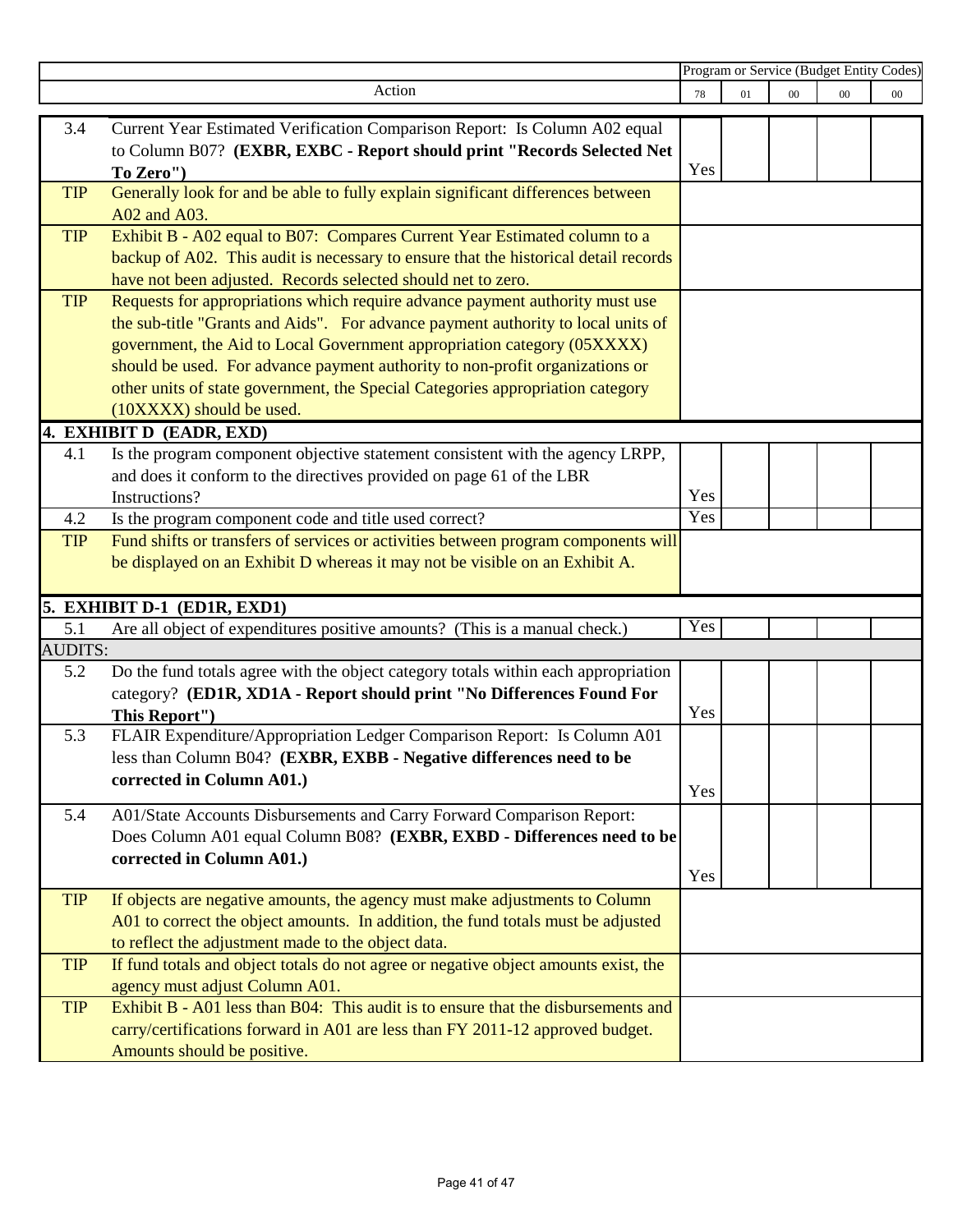| | Action | Program or Service (Budget Entity Codes) | | | | |
|---|---|---|---|---|---|---|
| | | 78 | 01 | 00 | 00 | 00 |
| 3.4 | Current Year Estimated Verification Comparison Report: Is Column A02 equal to Column B07? **(EXBR, EXBC - Report should print "Records Selected Net To Zero")** | Yes | | | | |
| TIP | Generally look for and be able to fully explain significant differences between A02 and A03. | | | | | |
| TIP | Exhibit B - A02 equal to B07: Compares Current Year Estimated column to a backup of A02. This audit is necessary to ensure that the historical detail records have not been adjusted. Records selected should net to zero. | | | | | |
| TIP | Requests for appropriations which require advance payment authority must use the sub-title "Grants and Aids". For advance payment authority to local units of government, the Aid to Local Government appropriation category (05XXXX) should be used. For advance payment authority to non-profit organizations or other units of state government, the Special Categories appropriation category (10XXXX) should be used. | | | | | |
| **4. EXHIBIT D (EADR, EXD)** | | | | | | |
| 4.1 | Is the program component objective statement consistent with the agency LRPP, and does it conform to the directives provided on page 61 of the LBR Instructions? | Yes | | | | |
| 4.2 | Is the program component code and title used correct? | Yes | | | | |
| TIP | Fund shifts or transfers of services or activities between program components will be displayed on an Exhibit D whereas it may not be visible on an Exhibit A. | | | | | |
| **5. EXHIBIT D-1 (ED1R, EXD1)** | | | | | | |
| 5.1 | Are all object of expenditures positive amounts? (This is a manual check.) | Yes | | | | |
| AUDITS: | | | | | | |
| 5.2 | Do the fund totals agree with the object category totals within each appropriation category? **(ED1R, XD1A - Report should print "No Differences Found For This Report")** | Yes | | | | |
| 5.3 | FLAIR Expenditure/Appropriation Ledger Comparison Report: Is Column A01 less than Column B04? **(EXBR, EXBB - Negative differences need to be corrected in Column A01.)** | Yes | | | | |
| 5.4 | A01/State Accounts Disbursements and Carry Forward Comparison Report: Does Column A01 equal Column B08? **(EXBR, EXBD - Differences need to be corrected in Column A01.)** | Yes | | | | |
| TIP | If objects are negative amounts, the agency must make adjustments to Column A01 to correct the object amounts. In addition, the fund totals must be adjusted to reflect the adjustment made to the object data. | | | | | |
| TIP | If fund totals and object totals do not agree or negative object amounts exist, the agency must adjust Column A01. | | | | | |
| TIP | Exhibit B - A01 less than B04: This audit is to ensure that the disbursements and carry/certifications forward in A01 are less than FY 2011-12 approved budget. Amounts should be positive. | | | | | |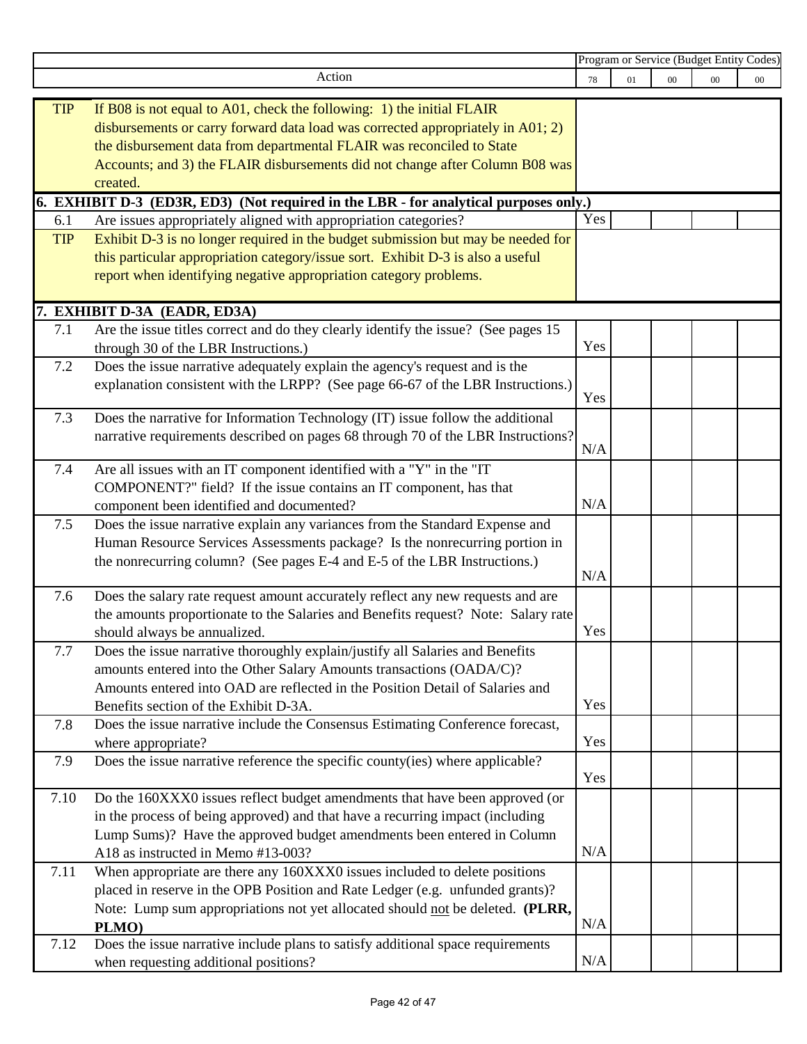| | Action | Program or Service (Budget Entity Codes) | | | | |
|---|---|---|---|---|---|---|
| | | 78 | 01 | 00 | 00 | 00 |
| TIP | If B08 is not equal to A01, check the following: 1) the initial FLAIR disbursements or carry forward data load was corrected appropriately in A01; 2) the disbursement data from departmental FLAIR was reconciled to State Accounts; and 3) the FLAIR disbursements did not change after Column B08 was created. | | | | | |
| **6. EXHIBIT D-3 (ED3R, ED3) (Not required in the LBR - for analytical purposes only.)** | | | | | | |
| 6.1 | Are issues appropriately aligned with appropriation categories? | Yes | | | | |
| TIP | Exhibit D-3 is no longer required in the budget submission but may be needed for this particular appropriation category/issue sort. Exhibit D-3 is also a useful report when identifying negative appropriation category problems. | | | | | |
| **7. EXHIBIT D-3A (EADR, ED3A)** | | | | | | |
| 7.1 | Are the issue titles correct and do they clearly identify the issue? (See pages 15 through 30 of the LBR Instructions.) | Yes | | | | |
| 7.2 | Does the issue narrative adequately explain the agency's request and is the explanation consistent with the LRPP? (See page 66-67 of the LBR Instructions.) | Yes | | | | |
| 7.3 | Does the narrative for Information Technology (IT) issue follow the additional narrative requirements described on pages 68 through 70 of the LBR Instructions? | N/A | | | | |
| 7.4 | Are all issues with an IT component identified with a "Y" in the "IT COMPONENT?" field? If the issue contains an IT component, has that component been identified and documented? | N/A | | | | |
| 7.5 | Does the issue narrative explain any variances from the Standard Expense and Human Resource Services Assessments package? Is the nonrecurring portion in the nonrecurring column? (See pages E-4 and E-5 of the LBR Instructions.) | N/A | | | | |
| 7.6 | Does the salary rate request amount accurately reflect any new requests and are the amounts proportionate to the Salaries and Benefits request? Note: Salary rate should always be annualized. | Yes | | | | |
| 7.7 | Does the issue narrative thoroughly explain/justify all Salaries and Benefits amounts entered into the Other Salary Amounts transactions (OADA/C)? Amounts entered into OAD are reflected in the Position Detail of Salaries and Benefits section of the Exhibit D-3A. | Yes | | | | |
| 7.8 | Does the issue narrative include the Consensus Estimating Conference forecast, where appropriate? | Yes | | | | |
| 7.9 | Does the issue narrative reference the specific county(ies) where applicable? | Yes | | | | |
| 7.10 | Do the 160XXX0 issues reflect budget amendments that have been approved (or in the process of being approved) and that have a recurring impact (including Lump Sums)? Have the approved budget amendments been entered in Column A18 as instructed in Memo #13-003? | N/A | | | | |
| 7.11 | When appropriate are there any 160XXX0 issues included to delete positions placed in reserve in the OPB Position and Rate Ledger (e.g. unfunded grants)? Note: Lump sum appropriations not yet allocated should <u>not</u> be deleted. **(PLRR, PLMO)** | N/A | | | | |
| 7.12 | Does the issue narrative include plans to satisfy additional space requirements when requesting additional positions? | N/A | | | | |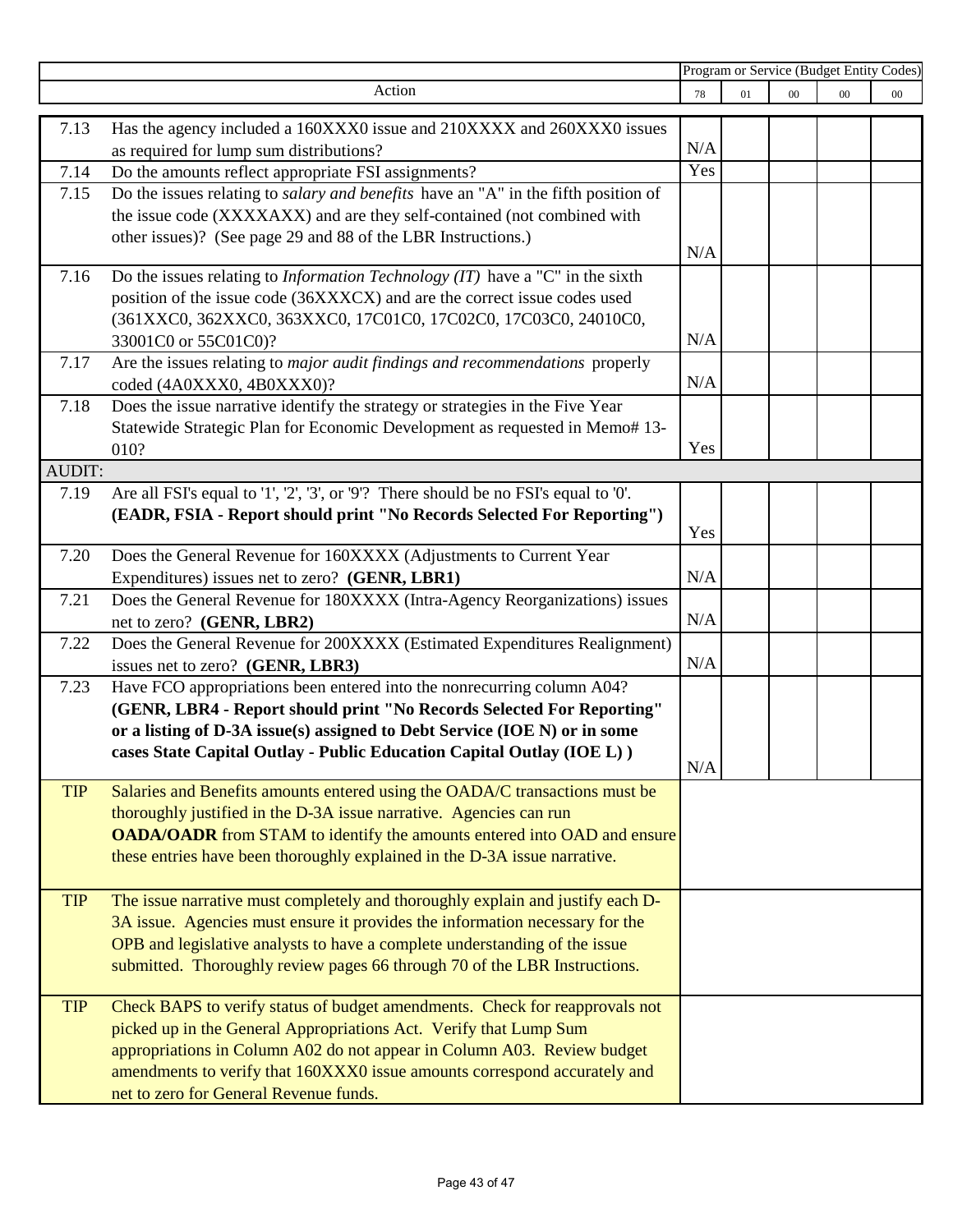| | Action | Program or Service (Budget Entity Codes) | | | | |
|---|---|---|---|---|---|---|
| | | 78 | 01 | 00 | 00 | 00 |
| 7.13 | Has the agency included a 160XXX0 issue and 210XXXX and 260XXX0 issues as required for lump sum distributions? | N/A | | | | |
| 7.14 | Do the amounts reflect appropriate FSI assignments? | Yes | | | | |
| 7.15 | Do the issues relating to *salary and benefits* have an "A" in the fifth position of the issue code (XXXXAXX) and are they self-contained (not combined with other issues)? (See page 29 and 88 of the LBR Instructions.) | N/A | | | | |
| 7.16 | Do the issues relating to *Information Technology (IT)* have a "C" in the sixth position of the issue code (36XXXCX) and are the correct issue codes used (361XXC0, 362XXC0, 363XXC0, 17C01C0, 17C02C0, 17C03C0, 24010C0, 33001C0 or 55C01C0)? | N/A | | | | |
| 7.17 | Are the issues relating to *major audit findings and recommendations* properly coded (4A0XXX0, 4B0XXX0)? | N/A | | | | |
| 7.18 | Does the issue narrative identify the strategy or strategies in the Five Year Statewide Strategic Plan for Economic Development as requested in Memo# 13-010? | Yes | | | | |
| AUDIT: | | | | | | |
| 7.19 | Are all FSI's equal to '1', '2', '3', or '9'? There should be no FSI's equal to '0'. **(EADR, FSIA - Report should print "No Records Selected For Reporting")** | Yes | | | | |
| 7.20 | Does the General Revenue for 160XXXX (Adjustments to Current Year Expenditures) issues net to zero? **(GENR, LBR1)** | N/A | | | | |
| 7.21 | Does the General Revenue for 180XXXX (Intra-Agency Reorganizations) issues net to zero? **(GENR, LBR2)** | N/A | | | | |
| 7.22 | Does the General Revenue for 200XXXX (Estimated Expenditures Realignment) issues net to zero? **(GENR, LBR3)** | N/A | | | | |
| 7.23 | Have FCO appropriations been entered into the nonrecurring column A04? **(GENR, LBR4 - Report should print "No Records Selected For Reporting" or a listing of D-3A issue(s) assigned to Debt Service (IOE N) or in some cases State Capital Outlay - Public Education Capital Outlay (IOE L) )** | N/A | | | | |
| TIP | Salaries and Benefits amounts entered using the OADA/C transactions must be thoroughly justified in the D-3A issue narrative. Agencies can run **OADA/OADR** from STAM to identify the amounts entered into OAD and ensure these entries have been thoroughly explained in the D-3A issue narrative. | | | | | |
| TIP | The issue narrative must completely and thoroughly explain and justify each D-3A issue. Agencies must ensure it provides the information necessary for the OPB and legislative analysts to have a complete understanding of the issue submitted. Thoroughly review pages 66 through 70 of the LBR Instructions. | | | | | |
| TIP | Check BAPS to verify status of budget amendments. Check for reapprovals not picked up in the General Appropriations Act. Verify that Lump Sum appropriations in Column A02 do not appear in Column A03. Review budget amendments to verify that 160XXX0 issue amounts correspond accurately and net to zero for General Revenue funds. | | | | | |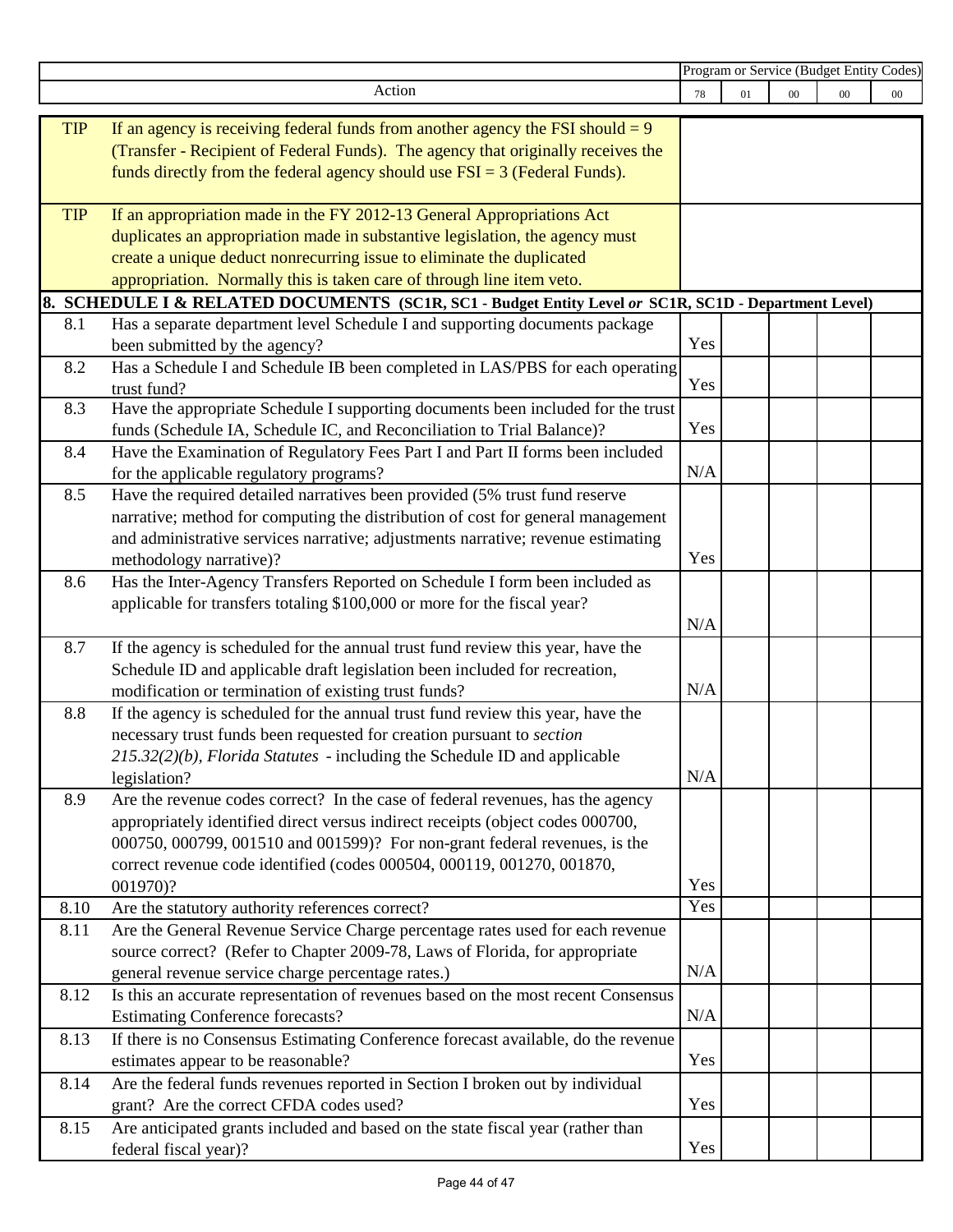| | Action | Program or Service (Budget Entity Codes) | | | | |
|---|---|---|---|---|---|---|
| | | 78 | 01 | 00 | 00 | 00 |
| TIP | If an agency is receiving federal funds from another agency the FSI should = 9 (Transfer - Recipient of Federal Funds). The agency that originally receives the funds directly from the federal agency should use FSI = 3 (Federal Funds). | | | | | |
| TIP | If an appropriation made in the FY 2012-13 General Appropriations Act duplicates an appropriation made in substantive legislation, the agency must create a unique deduct nonrecurring issue to eliminate the duplicated appropriation. Normally this is taken care of through line item veto. | | | | | |
| **8.** | **SCHEDULE I & RELATED DOCUMENTS (SC1R, SC1 - Budget Entity Level *or* SC1R, SC1D - Department Level)** | | | | | |
| 8.1 | Has a separate department level Schedule I and supporting documents package been submitted by the agency? | Yes | | | | |
| 8.2 | Has a Schedule I and Schedule IB been completed in LAS/PBS for each operating trust fund? | Yes | | | | |
| 8.3 | Have the appropriate Schedule I supporting documents been included for the trust funds (Schedule IA, Schedule IC, and Reconciliation to Trial Balance)? | Yes | | | | |
| 8.4 | Have the Examination of Regulatory Fees Part I and Part II forms been included for the applicable regulatory programs? | N/A | | | | |
| 8.5 | Have the required detailed narratives been provided (5% trust fund reserve narrative; method for computing the distribution of cost for general management and administrative services narrative; adjustments narrative; revenue estimating methodology narrative)? | Yes | | | | |
| 8.6 | Has the Inter-Agency Transfers Reported on Schedule I form been included as applicable for transfers totaling $100,000 or more for the fiscal year? | N/A | | | | |
| 8.7 | If the agency is scheduled for the annual trust fund review this year, have the Schedule ID and applicable draft legislation been included for recreation, modification or termination of existing trust funds? | N/A | | | | |
| 8.8 | If the agency is scheduled for the annual trust fund review this year, have the necessary trust funds been requested for creation pursuant to *section 215.32(2)(b), Florida Statutes* - including the Schedule ID and applicable legislation? | N/A | | | | |
| 8.9 | Are the revenue codes correct? In the case of federal revenues, has the agency appropriately identified direct versus indirect receipts (object codes 000700, 000750, 000799, 001510 and 001599)? For non-grant federal revenues, is the correct revenue code identified (codes 000504, 000119, 001270, 001870, 001970)? | Yes | | | | |
| 8.10 | Are the statutory authority references correct? | Yes | | | | |
| 8.11 | Are the General Revenue Service Charge percentage rates used for each revenue source correct? (Refer to Chapter 2009-78, Laws of Florida, for appropriate general revenue service charge percentage rates.) | N/A | | | | |
| 8.12 | Is this an accurate representation of revenues based on the most recent Consensus Estimating Conference forecasts? | N/A | | | | |
| 8.13 | If there is no Consensus Estimating Conference forecast available, do the revenue estimates appear to be reasonable? | Yes | | | | |
| 8.14 | Are the federal funds revenues reported in Section I broken out by individual grant? Are the correct CFDA codes used? | Yes | | | | |
| 8.15 | Are anticipated grants included and based on the state fiscal year (rather than federal fiscal year)? | Yes | | | | |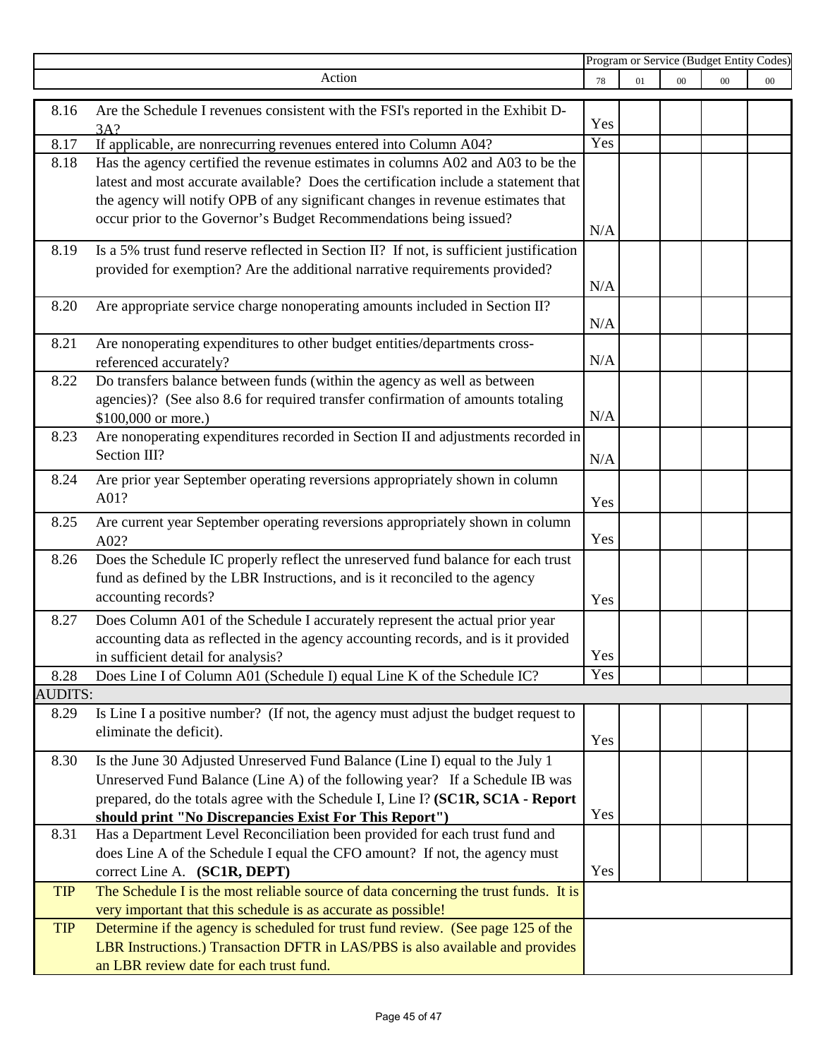| | Action | Program or Service (Budget Entity Codes) | | | | |
|---|---|---|---|---|---|---|
| | | 78 | 01 | 00 | 00 | 00 |
| 8.16 | Are the Schedule I revenues consistent with the FSI's reported in the Exhibit D-3A? | Yes | | | | |
| 8.17 | If applicable, are nonrecurring revenues entered into Column A04? | Yes | | | | |
| 8.18 | Has the agency certified the revenue estimates in columns A02 and A03 to be the latest and most accurate available? Does the certification include a statement that the agency will notify OPB of any significant changes in revenue estimates that occur prior to the Governor's Budget Recommendations being issued? | N/A | | | | |
| 8.19 | Is a 5% trust fund reserve reflected in Section II? If not, is sufficient justification provided for exemption? Are the additional narrative requirements provided? | N/A | | | | |
| 8.20 | Are appropriate service charge nonoperating amounts included in Section II? | N/A | | | | |
| 8.21 | Are nonoperating expenditures to other budget entities/departments cross-referenced accurately? | N/A | | | | |
| 8.22 | Do transfers balance between funds (within the agency as well as between agencies)? (See also 8.6 for required transfer confirmation of amounts totaling $100,000 or more.) | N/A | | | | |
| 8.23 | Are nonoperating expenditures recorded in Section II and adjustments recorded in Section III? | N/A | | | | |
| 8.24 | Are prior year September operating reversions appropriately shown in column A01? | Yes | | | | |
| 8.25 | Are current year September operating reversions appropriately shown in column A02? | Yes | | | | |
| 8.26 | Does the Schedule IC properly reflect the unreserved fund balance for each trust fund as defined by the LBR Instructions, and is it reconciled to the agency accounting records? | Yes | | | | |
| 8.27 | Does Column A01 of the Schedule I accurately represent the actual prior year accounting data as reflected in the agency accounting records, and is it provided in sufficient detail for analysis? | Yes | | | | |
| 8.28 | Does Line I of Column A01 (Schedule I) equal Line K of the Schedule IC? | Yes | | | | |
| AUDITS: | | | | | | |
| 8.29 | Is Line I a positive number? (If not, the agency must adjust the budget request to eliminate the deficit). | Yes | | | | |
| 8.30 | Is the June 30 Adjusted Unreserved Fund Balance (Line I) equal to the July 1 Unreserved Fund Balance (Line A) of the following year? If a Schedule IB was prepared, do the totals agree with the Schedule I, Line I? **(SC1R, SC1A - Report should print "No Discrepancies Exist For This Report")** | Yes | | | | |
| 8.31 | Has a Department Level Reconciliation been provided for each trust fund and does Line A of the Schedule I equal the CFO amount? If not, the agency must correct Line A. **(SC1R, DEPT)** | Yes | | | | |
| TIP | The Schedule I is the most reliable source of data concerning the trust funds. It is very important that this schedule is as accurate as possible! | | | | | |
| TIP | Determine if the agency is scheduled for trust fund review. (See page 125 of the LBR Instructions.) Transaction DFTR in LAS/PBS is also available and provides an LBR review date for each trust fund. | | | | | |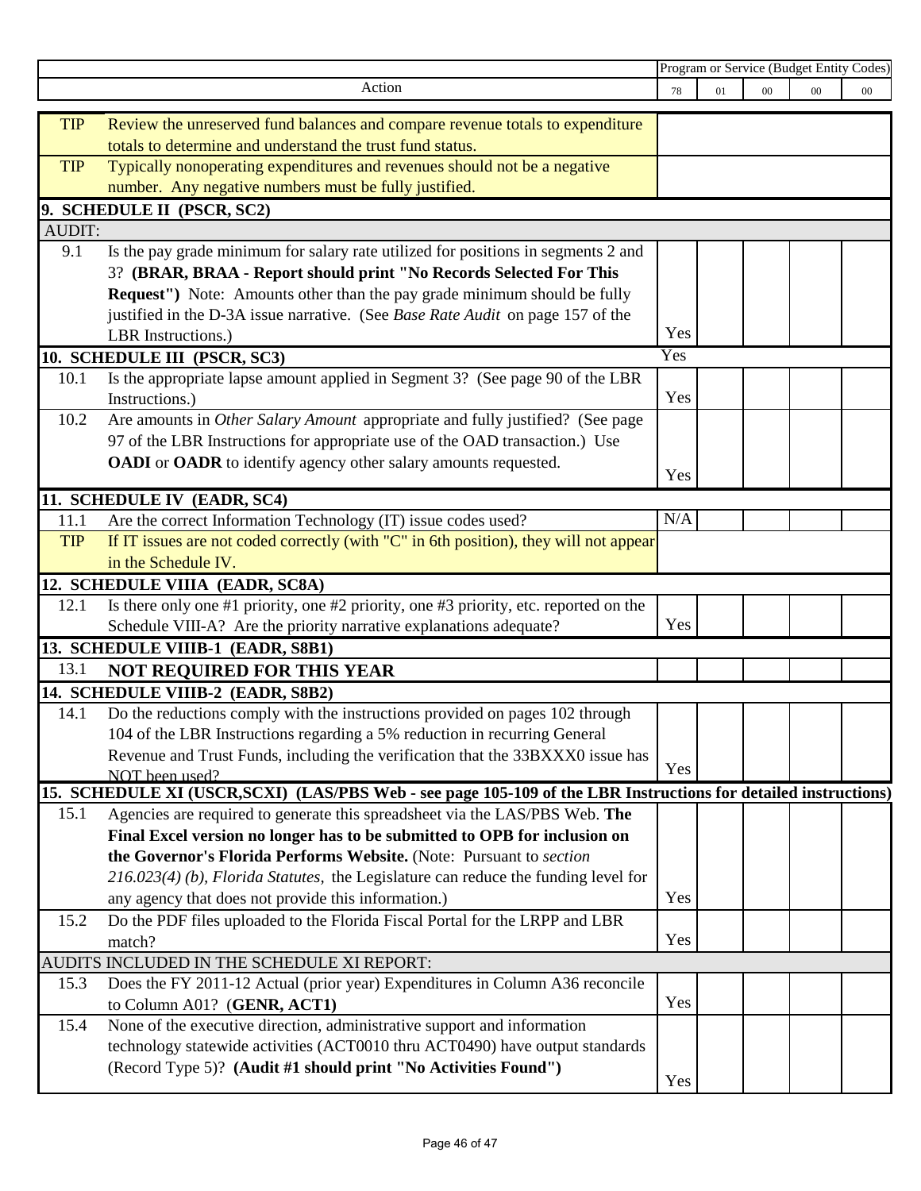| | Action | Program or Service (Budget Entity Codes) | | | | |
|---|---|---|---|---|---|---|
| | | 78 | 01 | 00 | 00 | 00 |
| TIP | Review the unreserved fund balances and compare revenue totals to expenditure totals to determine and understand the trust fund status. | | | | | |
| TIP | Typically nonoperating expenditures and revenues should not be a negative number. Any negative numbers must be fully justified. | | | | | |
| **9. SCHEDULE II (PSCR, SC2)** | | | | | | |
| AUDIT: | | | | | | |
| 9.1 | Is the pay grade minimum for salary rate utilized for positions in segments 2 and 3? **(BRAR, BRAA - Report should print "No Records Selected For This Request")** Note: Amounts other than the pay grade minimum should be fully justified in the D-3A issue narrative. (See *Base Rate Audit* on page 157 of the LBR Instructions.) | Yes | | | | |
| **10. SCHEDULE III (PSCR, SC3)** | | Yes | | | | |
| 10.1 | Is the appropriate lapse amount applied in Segment 3? (See page 90 of the LBR Instructions.) | Yes | | | | |
| 10.2 | Are amounts in *Other Salary Amount* appropriate and fully justified? (See page 97 of the LBR Instructions for appropriate use of the OAD transaction.) Use **OADI** or **OADR** to identify agency other salary amounts requested. | Yes | | | | |
| **11. SCHEDULE IV (EADR, SC4)** | | | | | | |
| 11.1 | Are the correct Information Technology (IT) issue codes used? | N/A | | | | |
| TIP | If IT issues are not coded correctly (with "C" in 6th position), they will not appear in the Schedule IV. | | | | | |
| **12. SCHEDULE VIIIA (EADR, SC8A)** | | | | | | |
| 12.1 | Is there only one #1 priority, one #2 priority, one #3 priority, etc. reported on the Schedule VIII-A? Are the priority narrative explanations adequate? | Yes | | | | |
| **13. SCHEDULE VIIIB-1 (EADR, S8B1)** | | | | | | |
| 13.1 | **NOT REQUIRED FOR THIS YEAR** | | | | | |
| **14. SCHEDULE VIIIB-2 (EADR, S8B2)** | | | | | | |
| 14.1 | Do the reductions comply with the instructions provided on pages 102 through 104 of the LBR Instructions regarding a 5% reduction in recurring General Revenue and Trust Funds, including the verification that the 33BXXX0 issue has NOT been used? | Yes | | | | |
| **15. SCHEDULE XI (USCR,SCXI) (LAS/PBS Web - see page 105-109 of the LBR Instructions for detailed instructions)** | | | | | | |
| 15.1 | Agencies are required to generate this spreadsheet via the LAS/PBS Web. **The Final Excel version no longer has to be submitted to OPB for inclusion on the Governor's Florida Performs Website.** (Note: Pursuant to *section 216.023(4) (b), Florida Statutes,* the Legislature can reduce the funding level for any agency that does not provide this information.) | Yes | | | | |
| 15.2 | Do the PDF files uploaded to the Florida Fiscal Portal for the LRPP and LBR match? | Yes | | | | |
| AUDITS INCLUDED IN THE SCHEDULE XI REPORT: | | | | | | |
| 15.3 | Does the FY 2011-12 Actual (prior year) Expenditures in Column A36 reconcile to Column A01? (**GENR, ACT1**) | Yes | | | | |
| 15.4 | None of the executive direction, administrative support and information technology statewide activities (ACT0010 thru ACT0490) have output standards (Record Type 5)? **(Audit #1 should print "No Activities Found")** | Yes | | | | |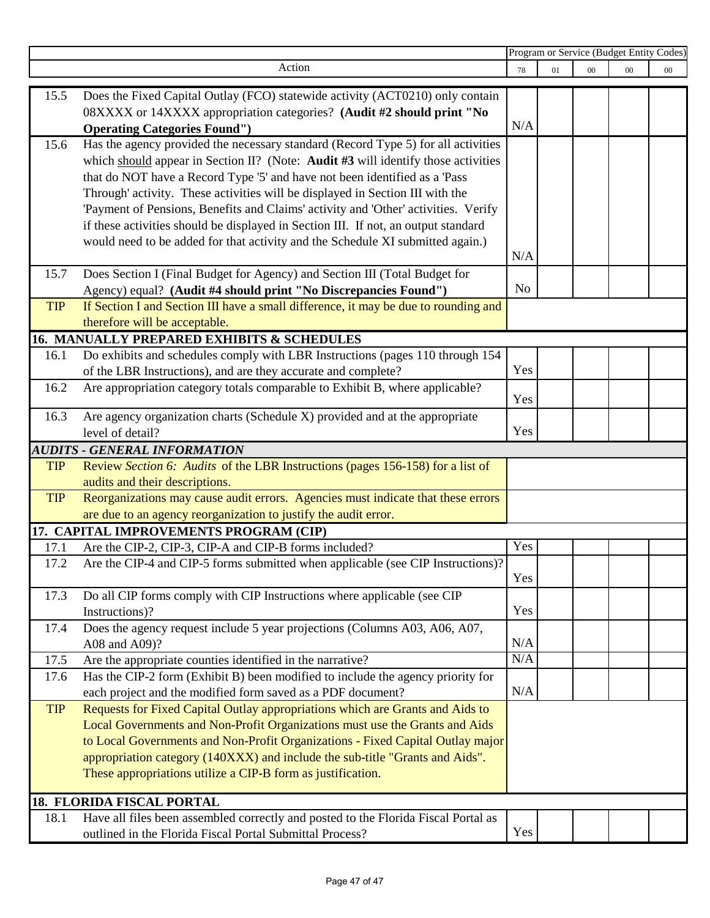| | Action | Program or Service (Budget Entity Codes) | | | | |
|---|---|---|---|---|---|---|
| | | 78 | 01 | 00 | 00 | 00 |
| 15.5 | Does the Fixed Capital Outlay (FCO) statewide activity (ACT0210) only contain 08XXXX or 14XXXX appropriation categories? **(Audit #2 should print "No Operating Categories Found")** | N/A | | | | |
| 15.6 | Has the agency provided the necessary standard (Record Type 5) for all activities which should appear in Section II? (Note: **Audit #3** will identify those activities that do NOT have a Record Type '5' and have not been identified as a 'Pass Through' activity. These activities will be displayed in Section III with the 'Payment of Pensions, Benefits and Claims' activity and 'Other' activities. Verify if these activities should be displayed in Section III. If not, an output standard would need to be added for that activity and the Schedule XI submitted again.) | N/A | | | | |
| 15.7 | Does Section I (Final Budget for Agency) and Section III (Total Budget for Agency) equal? **(Audit #4 should print "No Discrepancies Found")** | No | | | | |
| TIP | If Section I and Section III have a small difference, it may be due to rounding and therefore will be acceptable. | | | | | |
| **16. MANUALLY PREPARED EXHIBITS & SCHEDULES** | | | | | | |
| 16.1 | Do exhibits and schedules comply with LBR Instructions (pages 110 through 154 of the LBR Instructions), and are they accurate and complete? | Yes | | | | |
| 16.2 | Are appropriation category totals comparable to Exhibit B, where applicable? | Yes | | | | |
| 16.3 | Are agency organization charts (Schedule X) provided and at the appropriate level of detail? | Yes | | | | |
| ***AUDITS - GENERAL INFORMATION*** | | | | | | |
| TIP | Review *Section 6: Audits* of the LBR Instructions (pages 156-158) for a list of audits and their descriptions. | | | | | |
| TIP | Reorganizations may cause audit errors. Agencies must indicate that these errors are due to an agency reorganization to justify the audit error. | | | | | |
| **17. CAPITAL IMPROVEMENTS PROGRAM (CIP)** | | | | | | |
| 17.1 | Are the CIP-2, CIP-3, CIP-A and CIP-B forms included? | Yes | | | | |
| 17.2 | Are the CIP-4 and CIP-5 forms submitted when applicable (see CIP Instructions)? | Yes | | | | |
| 17.3 | Do all CIP forms comply with CIP Instructions where applicable (see CIP Instructions)? | Yes | | | | |
| 17.4 | Does the agency request include 5 year projections (Columns A03, A06, A07, A08 and A09)? | N/A | | | | |
| 17.5 | Are the appropriate counties identified in the narrative? | N/A | | | | |
| 17.6 | Has the CIP-2 form (Exhibit B) been modified to include the agency priority for each project and the modified form saved as a PDF document? | N/A | | | | |
| TIP | Requests for Fixed Capital Outlay appropriations which are Grants and Aids to Local Governments and Non-Profit Organizations must use the Grants and Aids to Local Governments and Non-Profit Organizations - Fixed Capital Outlay major appropriation category (140XXX) and include the sub-title "Grants and Aids". These appropriations utilize a CIP-B form as justification. | | | | | |
| **18. FLORIDA FISCAL PORTAL** | | | | | | |
| 18.1 | Have all files been assembled correctly and posted to the Florida Fiscal Portal as outlined in the Florida Fiscal Portal Submittal Process? | Yes | | | | |